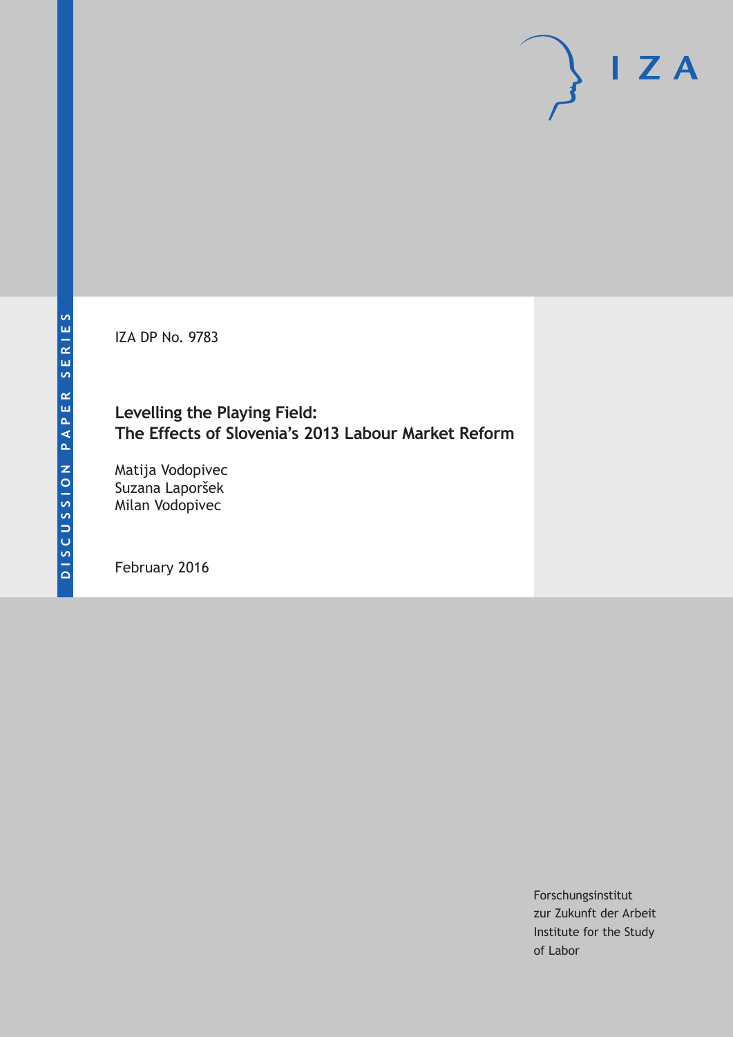DISCUSSION PAPER SERIES

IZA

IZA DP No. 9783

# Levelling the Playing Field: The Effects of Slovenia's 2013 Labour Market Reform

Matija Vodopivec
Suzana Laporšek
Milan Vodopivec

February 2016

Forschungsinstitut
zur Zukunft der Arbeit
Institute for the Study
of Labor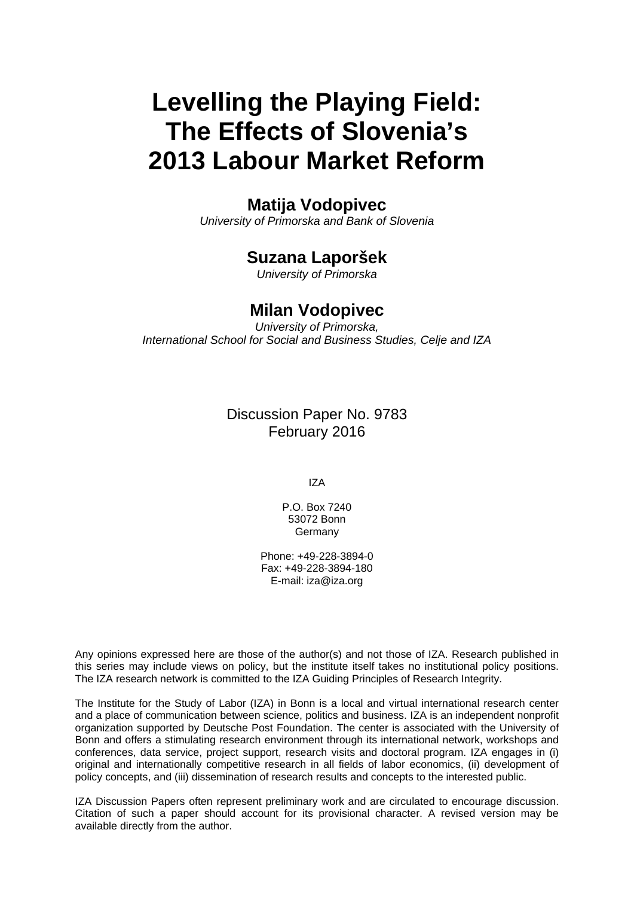# Levelling the Playing Field: The Effects of Slovenia's 2013 Labour Market Reform

**Matija Vodopivec**
*University of Primorska and Bank of Slovenia*

**Suzana Laporšek**
*University of Primorska*

**Milan Vodopivec**
*University of Primorska,*
*International School for Social and Business Studies, Celje and IZA*

Discussion Paper No. 9783
February 2016

IZA

P.O. Box 7240
53072 Bonn
Germany

Phone: +49-228-3894-0
Fax: +49-228-3894-180
E-mail: iza@iza.org

Any opinions expressed here are those of the author(s) and not those of IZA. Research published in this series may include views on policy, but the institute itself takes no institutional policy positions. The IZA research network is committed to the IZA Guiding Principles of Research Integrity.

The Institute for the Study of Labor (IZA) in Bonn is a local and virtual international research center and a place of communication between science, politics and business. IZA is an independent nonprofit organization supported by Deutsche Post Foundation. The center is associated with the University of Bonn and offers a stimulating research environment through its international network, workshops and conferences, data service, project support, research visits and doctoral program. IZA engages in (i) original and internationally competitive research in all fields of labor economics, (ii) development of policy concepts, and (iii) dissemination of research results and concepts to the interested public.

IZA Discussion Papers often represent preliminary work and are circulated to encourage discussion. Citation of such a paper should account for its provisional character. A revised version may be available directly from the author.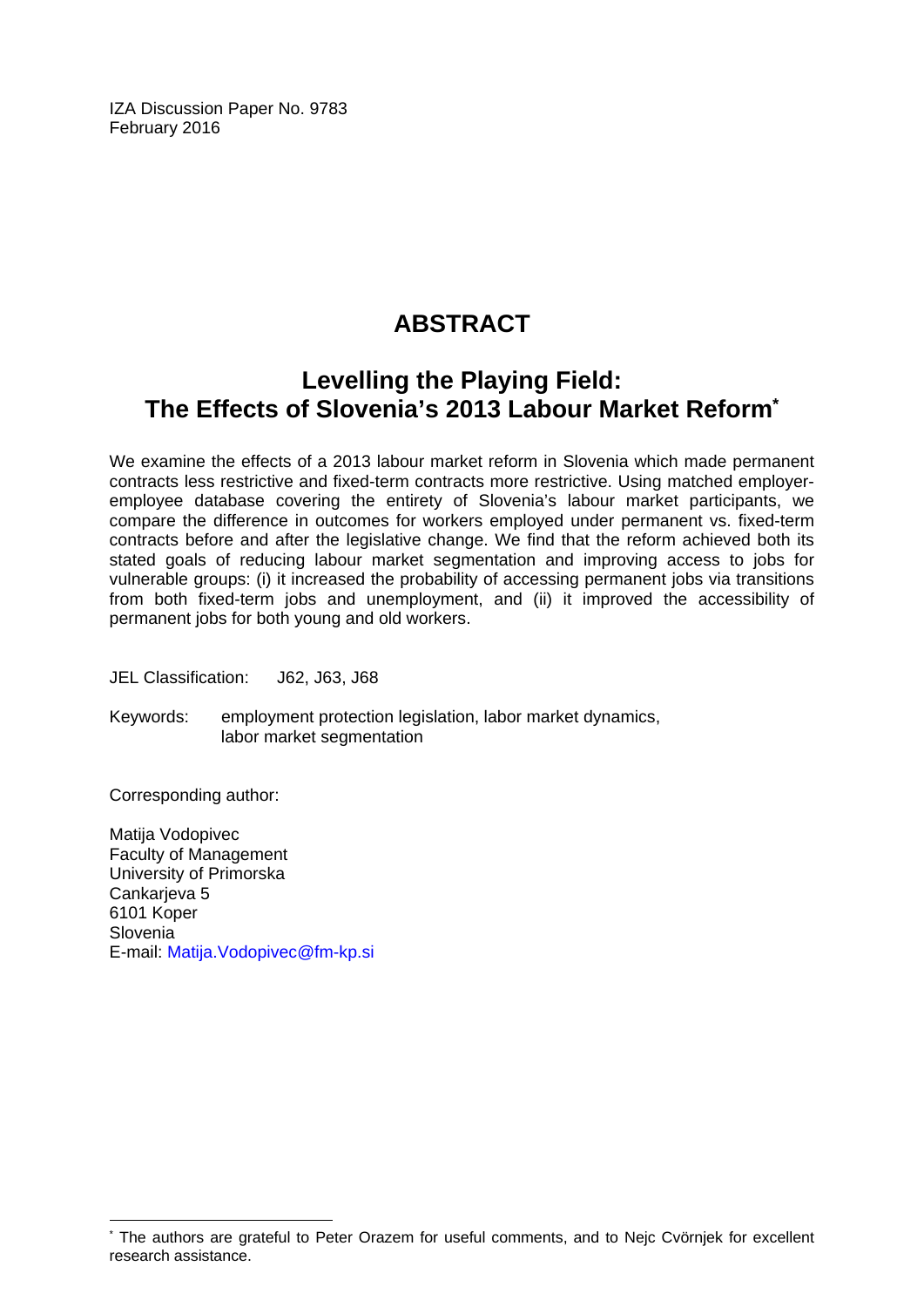IZA Discussion Paper No. 9783
February 2016

# ABSTRACT

## Levelling the Playing Field: The Effects of Slovenia's 2013 Labour Market Reform*

We examine the effects of a 2013 labour market reform in Slovenia which made permanent contracts less restrictive and fixed-term contracts more restrictive. Using matched employer-employee database covering the entirety of Slovenia's labour market participants, we compare the difference in outcomes for workers employed under permanent vs. fixed-term contracts before and after the legislative change. We find that the reform achieved both its stated goals of reducing labour market segmentation and improving access to jobs for vulnerable groups: (i) it increased the probability of accessing permanent jobs via transitions from both fixed-term jobs and unemployment, and (ii) it improved the accessibility of permanent jobs for both young and old workers.

JEL Classification: J62, J63, J68

Keywords: employment protection legislation, labor market dynamics, labor market segmentation

Corresponding author:

Matija Vodopivec
Faculty of Management
University of Primorska
Cankarjeva 5
6101 Koper
Slovenia
E-mail: Matija.Vodopivec@fm-kp.si

---

* The authors are grateful to Peter Orazem for useful comments, and to Nejc Cvörnjek for excellent research assistance.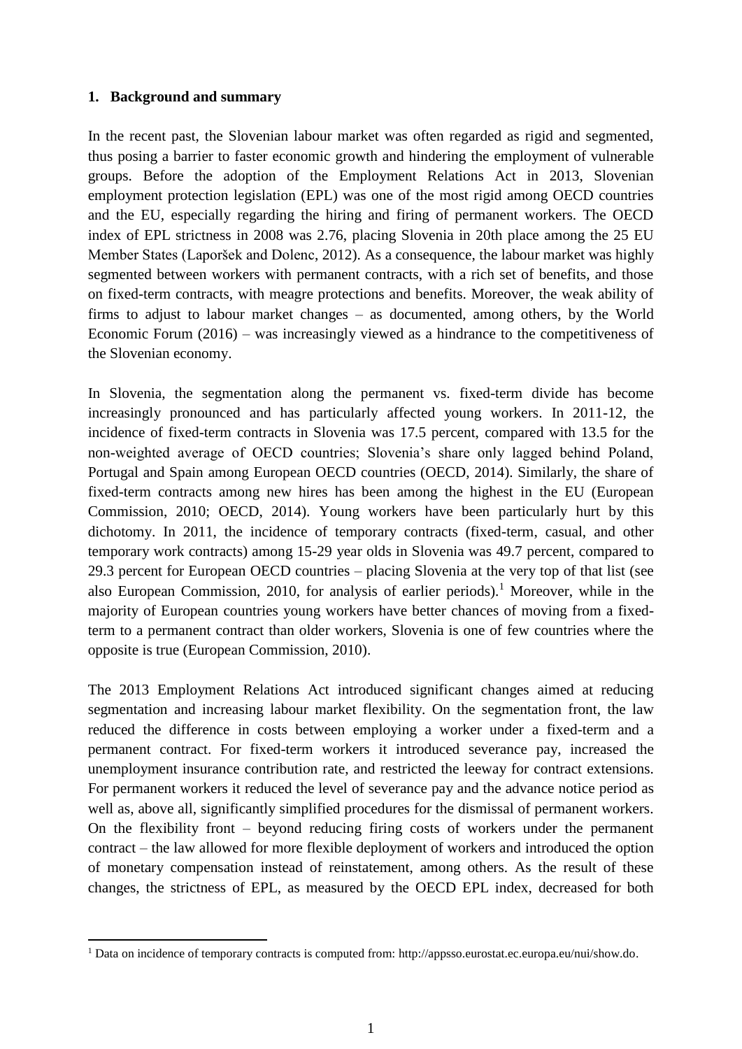## 1. Background and summary

In the recent past, the Slovenian labour market was often regarded as rigid and segmented, thus posing a barrier to faster economic growth and hindering the employment of vulnerable groups. Before the adoption of the Employment Relations Act in 2013, Slovenian employment protection legislation (EPL) was one of the most rigid among OECD countries and the EU, especially regarding the hiring and firing of permanent workers. The OECD index of EPL strictness in 2008 was 2.76, placing Slovenia in 20th place among the 25 EU Member States (Laporšek and Dolenc, 2012). As a consequence, the labour market was highly segmented between workers with permanent contracts, with a rich set of benefits, and those on fixed-term contracts, with meagre protections and benefits. Moreover, the weak ability of firms to adjust to labour market changes – as documented, among others, by the World Economic Forum (2016) – was increasingly viewed as a hindrance to the competitiveness of the Slovenian economy.

In Slovenia, the segmentation along the permanent vs. fixed-term divide has become increasingly pronounced and has particularly affected young workers. In 2011-12, the incidence of fixed-term contracts in Slovenia was 17.5 percent, compared with 13.5 for the non-weighted average of OECD countries; Slovenia's share only lagged behind Poland, Portugal and Spain among European OECD countries (OECD, 2014). Similarly, the share of fixed-term contracts among new hires has been among the highest in the EU (European Commission, 2010; OECD, 2014). Young workers have been particularly hurt by this dichotomy. In 2011, the incidence of temporary contracts (fixed-term, casual, and other temporary work contracts) among 15-29 year olds in Slovenia was 49.7 percent, compared to 29.3 percent for European OECD countries – placing Slovenia at the very top of that list (see also European Commission, 2010, for analysis of earlier periods).[1] Moreover, while in the majority of European countries young workers have better chances of moving from a fixed-term to a permanent contract than older workers, Slovenia is one of few countries where the opposite is true (European Commission, 2010).

The 2013 Employment Relations Act introduced significant changes aimed at reducing segmentation and increasing labour market flexibility. On the segmentation front, the law reduced the difference in costs between employing a worker under a fixed-term and a permanent contract. For fixed-term workers it introduced severance pay, increased the unemployment insurance contribution rate, and restricted the leeway for contract extensions. For permanent workers it reduced the level of severance pay and the advance notice period as well as, above all, significantly simplified procedures for the dismissal of permanent workers. On the flexibility front – beyond reducing firing costs of workers under the permanent contract – the law allowed for more flexible deployment of workers and introduced the option of monetary compensation instead of reinstatement, among others. As the result of these changes, the strictness of EPL, as measured by the OECD EPL index, decreased for both

[1] Data on incidence of temporary contracts is computed from: http://appsso.eurostat.ec.europa.eu/nui/show.do.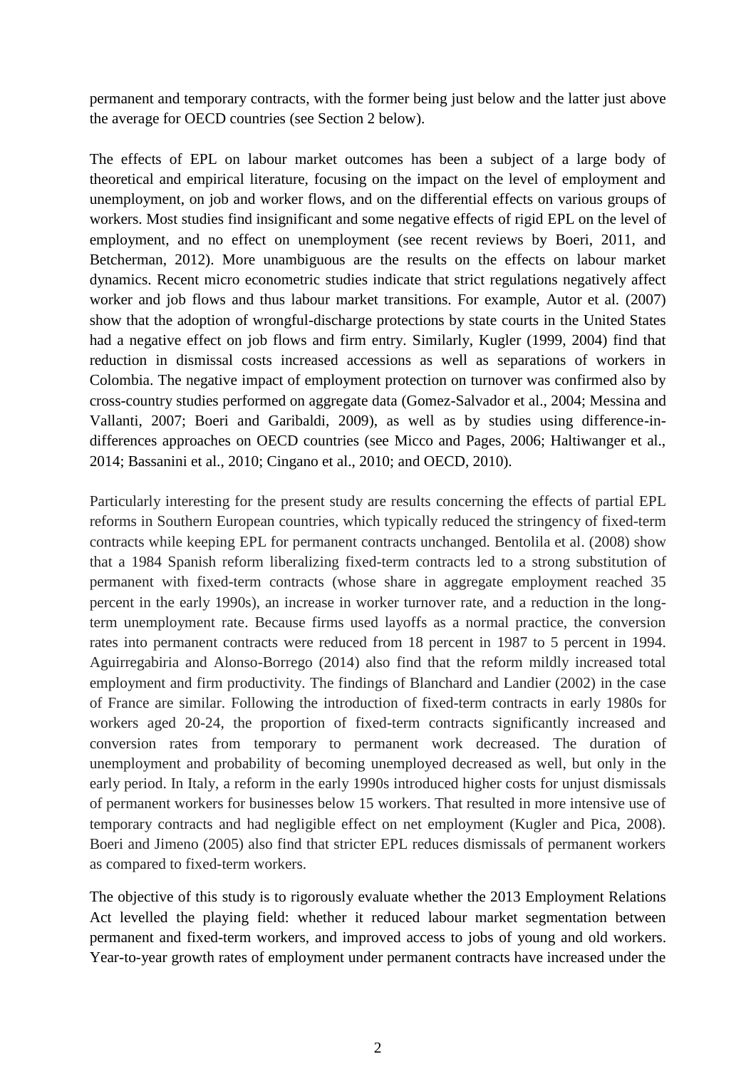permanent and temporary contracts, with the former being just below and the latter just above the average for OECD countries (see Section 2 below).

The effects of EPL on labour market outcomes has been a subject of a large body of theoretical and empirical literature, focusing on the impact on the level of employment and unemployment, on job and worker flows, and on the differential effects on various groups of workers. Most studies find insignificant and some negative effects of rigid EPL on the level of employment, and no effect on unemployment (see recent reviews by Boeri, 2011, and Betcherman, 2012). More unambiguous are the results on the effects on labour market dynamics. Recent micro econometric studies indicate that strict regulations negatively affect worker and job flows and thus labour market transitions. For example, Autor et al. (2007) show that the adoption of wrongful-discharge protections by state courts in the United States had a negative effect on job flows and firm entry. Similarly, Kugler (1999, 2004) find that reduction in dismissal costs increased accessions as well as separations of workers in Colombia. The negative impact of employment protection on turnover was confirmed also by cross-country studies performed on aggregate data (Gomez-Salvador et al., 2004; Messina and Vallanti, 2007; Boeri and Garibaldi, 2009), as well as by studies using difference-in-differences approaches on OECD countries (see Micco and Pages, 2006; Haltiwanger et al., 2014; Bassanini et al., 2010; Cingano et al., 2010; and OECD, 2010).

Particularly interesting for the present study are results concerning the effects of partial EPL reforms in Southern European countries, which typically reduced the stringency of fixed-term contracts while keeping EPL for permanent contracts unchanged. Bentolila et al. (2008) show that a 1984 Spanish reform liberalizing fixed-term contracts led to a strong substitution of permanent with fixed-term contracts (whose share in aggregate employment reached 35 percent in the early 1990s), an increase in worker turnover rate, and a reduction in the long-term unemployment rate. Because firms used layoffs as a normal practice, the conversion rates into permanent contracts were reduced from 18 percent in 1987 to 5 percent in 1994. Aguirregabiria and Alonso-Borrego (2014) also find that the reform mildly increased total employment and firm productivity. The findings of Blanchard and Landier (2002) in the case of France are similar. Following the introduction of fixed-term contracts in early 1980s for workers aged 20-24, the proportion of fixed-term contracts significantly increased and conversion rates from temporary to permanent work decreased. The duration of unemployment and probability of becoming unemployed decreased as well, but only in the early period. In Italy, a reform in the early 1990s introduced higher costs for unjust dismissals of permanent workers for businesses below 15 workers. That resulted in more intensive use of temporary contracts and had negligible effect on net employment (Kugler and Pica, 2008). Boeri and Jimeno (2005) also find that stricter EPL reduces dismissals of permanent workers as compared to fixed-term workers.

The objective of this study is to rigorously evaluate whether the 2013 Employment Relations Act levelled the playing field: whether it reduced labour market segmentation between permanent and fixed-term workers, and improved access to jobs of young and old workers. Year-to-year growth rates of employment under permanent contracts have increased under the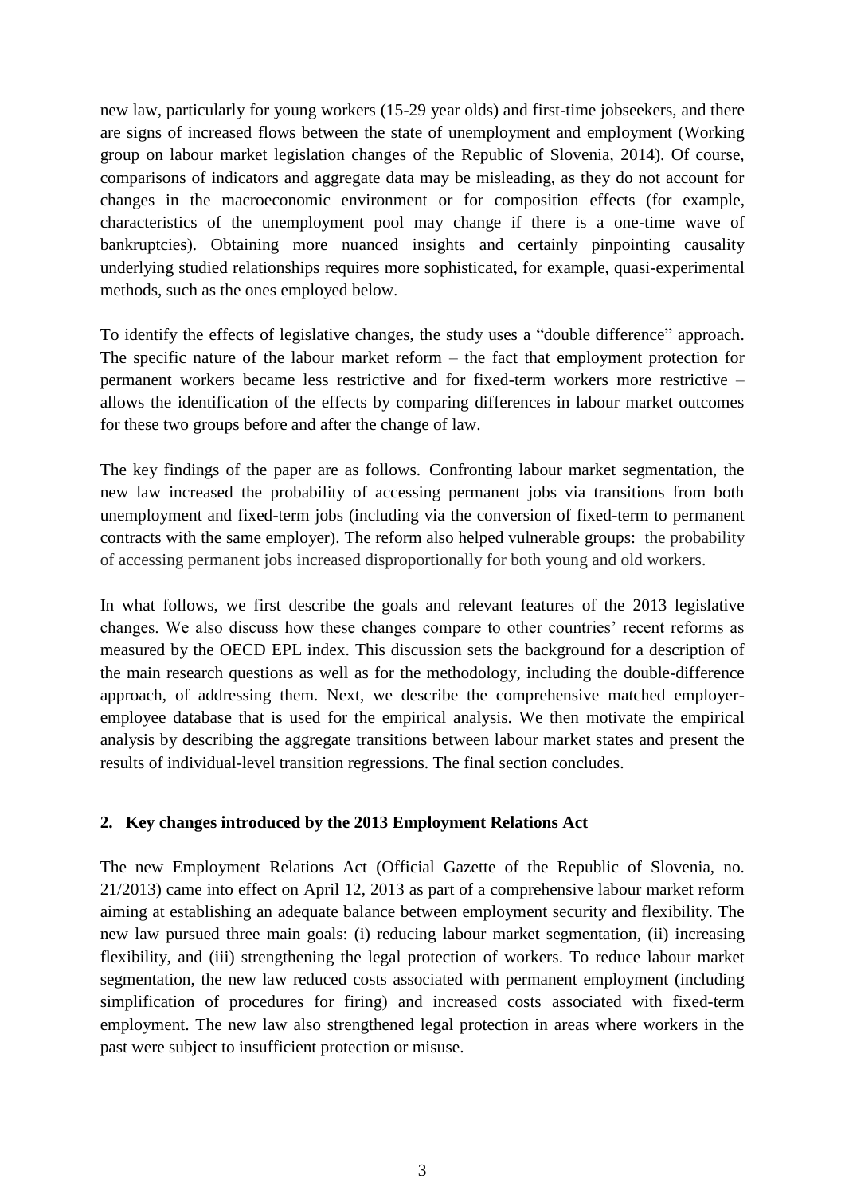new law, particularly for young workers (15-29 year olds) and first-time jobseekers, and there are signs of increased flows between the state of unemployment and employment (Working group on labour market legislation changes of the Republic of Slovenia, 2014). Of course, comparisons of indicators and aggregate data may be misleading, as they do not account for changes in the macroeconomic environment or for composition effects (for example, characteristics of the unemployment pool may change if there is a one-time wave of bankruptcies). Obtaining more nuanced insights and certainly pinpointing causality underlying studied relationships requires more sophisticated, for example, quasi-experimental methods, such as the ones employed below.

To identify the effects of legislative changes, the study uses a "double difference" approach. The specific nature of the labour market reform – the fact that employment protection for permanent workers became less restrictive and for fixed-term workers more restrictive – allows the identification of the effects by comparing differences in labour market outcomes for these two groups before and after the change of law.

The key findings of the paper are as follows. Confronting labour market segmentation, the new law increased the probability of accessing permanent jobs via transitions from both unemployment and fixed-term jobs (including via the conversion of fixed-term to permanent contracts with the same employer). The reform also helped vulnerable groups: the probability of accessing permanent jobs increased disproportionally for both young and old workers.

In what follows, we first describe the goals and relevant features of the 2013 legislative changes. We also discuss how these changes compare to other countries' recent reforms as measured by the OECD EPL index. This discussion sets the background for a description of the main research questions as well as for the methodology, including the double-difference approach, of addressing them. Next, we describe the comprehensive matched employer-employee database that is used for the empirical analysis. We then motivate the empirical analysis by describing the aggregate transitions between labour market states and present the results of individual-level transition regressions. The final section concludes.

## 2. Key changes introduced by the 2013 Employment Relations Act

The new Employment Relations Act (Official Gazette of the Republic of Slovenia, no. 21/2013) came into effect on April 12, 2013 as part of a comprehensive labour market reform aiming at establishing an adequate balance between employment security and flexibility. The new law pursued three main goals: (i) reducing labour market segmentation, (ii) increasing flexibility, and (iii) strengthening the legal protection of workers. To reduce labour market segmentation, the new law reduced costs associated with permanent employment (including simplification of procedures for firing) and increased costs associated with fixed-term employment. The new law also strengthened legal protection in areas where workers in the past were subject to insufficient protection or misuse.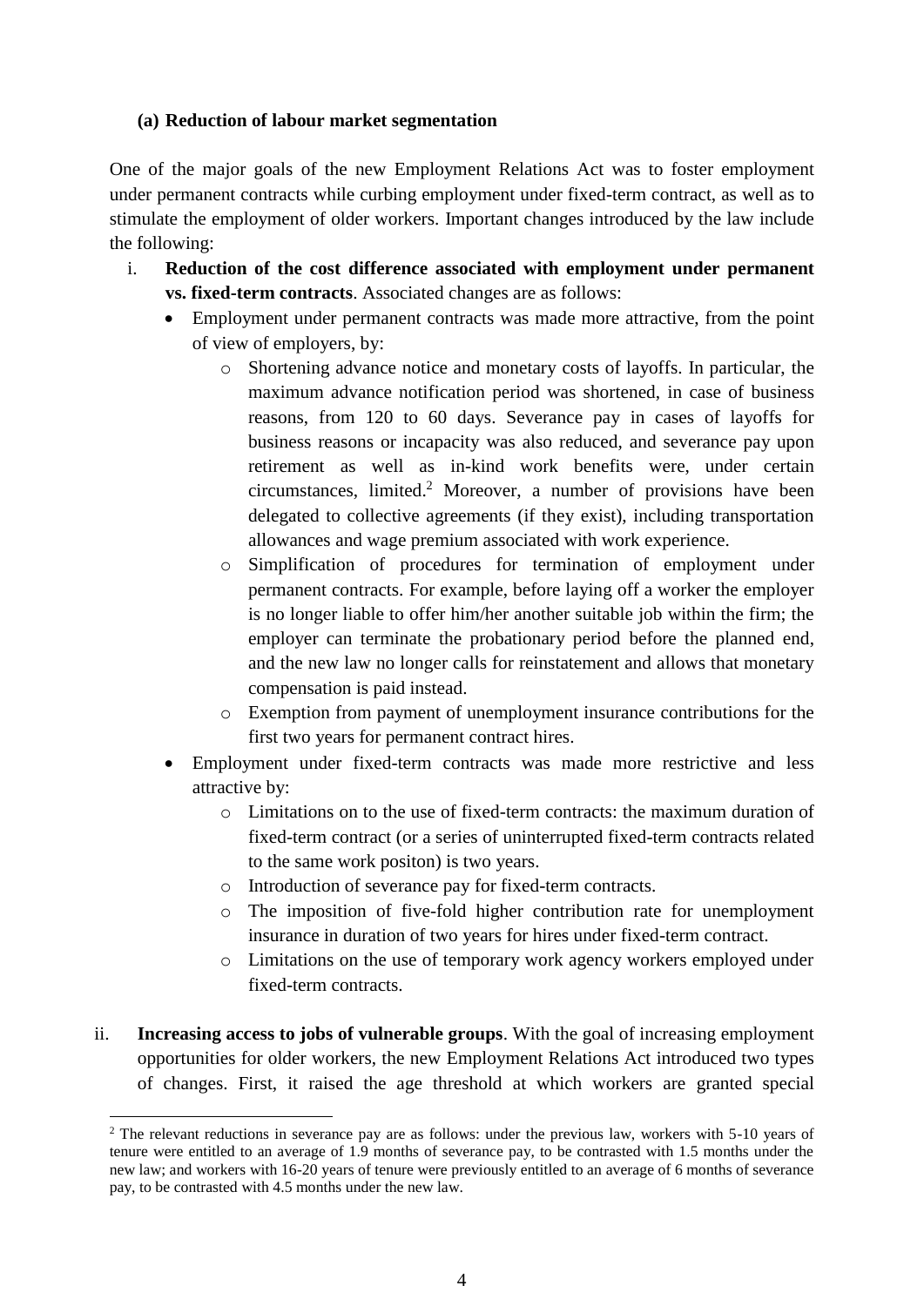### (a) Reduction of labour market segmentation

One of the major goals of the new Employment Relations Act was to foster employment under permanent contracts while curbing employment under fixed-term contract, as well as to stimulate the employment of older workers. Important changes introduced by the law include the following:

i. **Reduction of the cost difference associated with employment under permanent vs. fixed-term contracts**. Associated changes are as follows:
   - Employment under permanent contracts was made more attractive, from the point of view of employers, by:
     - Shortening advance notice and monetary costs of layoffs. In particular, the maximum advance notification period was shortened, in case of business reasons, from 120 to 60 days. Severance pay in cases of layoffs for business reasons or incapacity was also reduced, and severance pay upon retirement as well as in-kind work benefits were, under certain circumstances, limited.[2] Moreover, a number of provisions have been delegated to collective agreements (if they exist), including transportation allowances and wage premium associated with work experience.
     - Simplification of procedures for termination of employment under permanent contracts. For example, before laying off a worker the employer is no longer liable to offer him/her another suitable job within the firm; the employer can terminate the probationary period before the planned end, and the new law no longer calls for reinstatement and allows that monetary compensation is paid instead.
     - Exemption from payment of unemployment insurance contributions for the first two years for permanent contract hires.
   - Employment under fixed-term contracts was made more restrictive and less attractive by:
     - Limitations on to the use of fixed-term contracts: the maximum duration of fixed-term contract (or a series of uninterrupted fixed-term contracts related to the same work positon) is two years.
     - Introduction of severance pay for fixed-term contracts.
     - The imposition of five-fold higher contribution rate for unemployment insurance in duration of two years for hires under fixed-term contract.
     - Limitations on the use of temporary work agency workers employed under fixed-term contracts.

ii. **Increasing access to jobs of vulnerable groups**. With the goal of increasing employment opportunities for older workers, the new Employment Relations Act introduced two types of changes. First, it raised the age threshold at which workers are granted special

[2] The relevant reductions in severance pay are as follows: under the previous law, workers with 5-10 years of tenure were entitled to an average of 1.9 months of severance pay, to be contrasted with 1.5 months under the new law; and workers with 16-20 years of tenure were previously entitled to an average of 6 months of severance pay, to be contrasted with 4.5 months under the new law.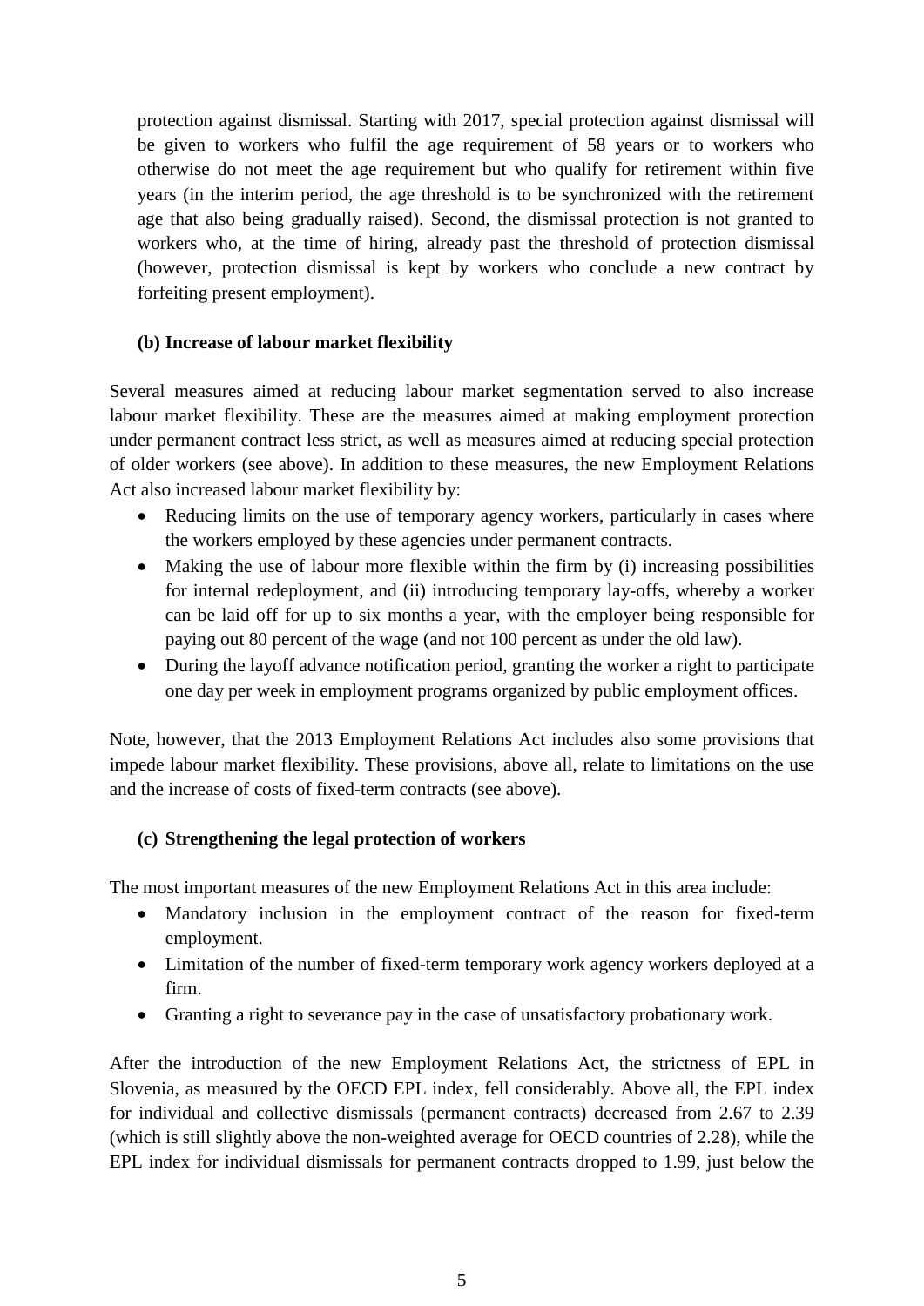protection against dismissal. Starting with 2017, special protection against dismissal will be given to workers who fulfil the age requirement of 58 years or to workers who otherwise do not meet the age requirement but who qualify for retirement within five years (in the interim period, the age threshold is to be synchronized with the retirement age that also being gradually raised). Second, the dismissal protection is not granted to workers who, at the time of hiring, already past the threshold of protection dismissal (however, protection dismissal is kept by workers who conclude a new contract by forfeiting present employment).

**(b) Increase of labour market flexibility**

Several measures aimed at reducing labour market segmentation served to also increase labour market flexibility. These are the measures aimed at making employment protection under permanent contract less strict, as well as measures aimed at reducing special protection of older workers (see above). In addition to these measures, the new Employment Relations Act also increased labour market flexibility by:

- Reducing limits on the use of temporary agency workers, particularly in cases where the workers employed by these agencies under permanent contracts.
- Making the use of labour more flexible within the firm by (i) increasing possibilities for internal redeployment, and (ii) introducing temporary lay-offs, whereby a worker can be laid off for up to six months a year, with the employer being responsible for paying out 80 percent of the wage (and not 100 percent as under the old law).
- During the layoff advance notification period, granting the worker a right to participate one day per week in employment programs organized by public employment offices.

Note, however, that the 2013 Employment Relations Act includes also some provisions that impede labour market flexibility. These provisions, above all, relate to limitations on the use and the increase of costs of fixed-term contracts (see above).

**(c) Strengthening the legal protection of workers**

The most important measures of the new Employment Relations Act in this area include:

- Mandatory inclusion in the employment contract of the reason for fixed-term employment.
- Limitation of the number of fixed-term temporary work agency workers deployed at a firm.
- Granting a right to severance pay in the case of unsatisfactory probationary work.

After the introduction of the new Employment Relations Act, the strictness of EPL in Slovenia, as measured by the OECD EPL index, fell considerably. Above all, the EPL index for individual and collective dismissals (permanent contracts) decreased from 2.67 to 2.39 (which is still slightly above the non-weighted average for OECD countries of 2.28), while the EPL index for individual dismissals for permanent contracts dropped to 1.99, just below the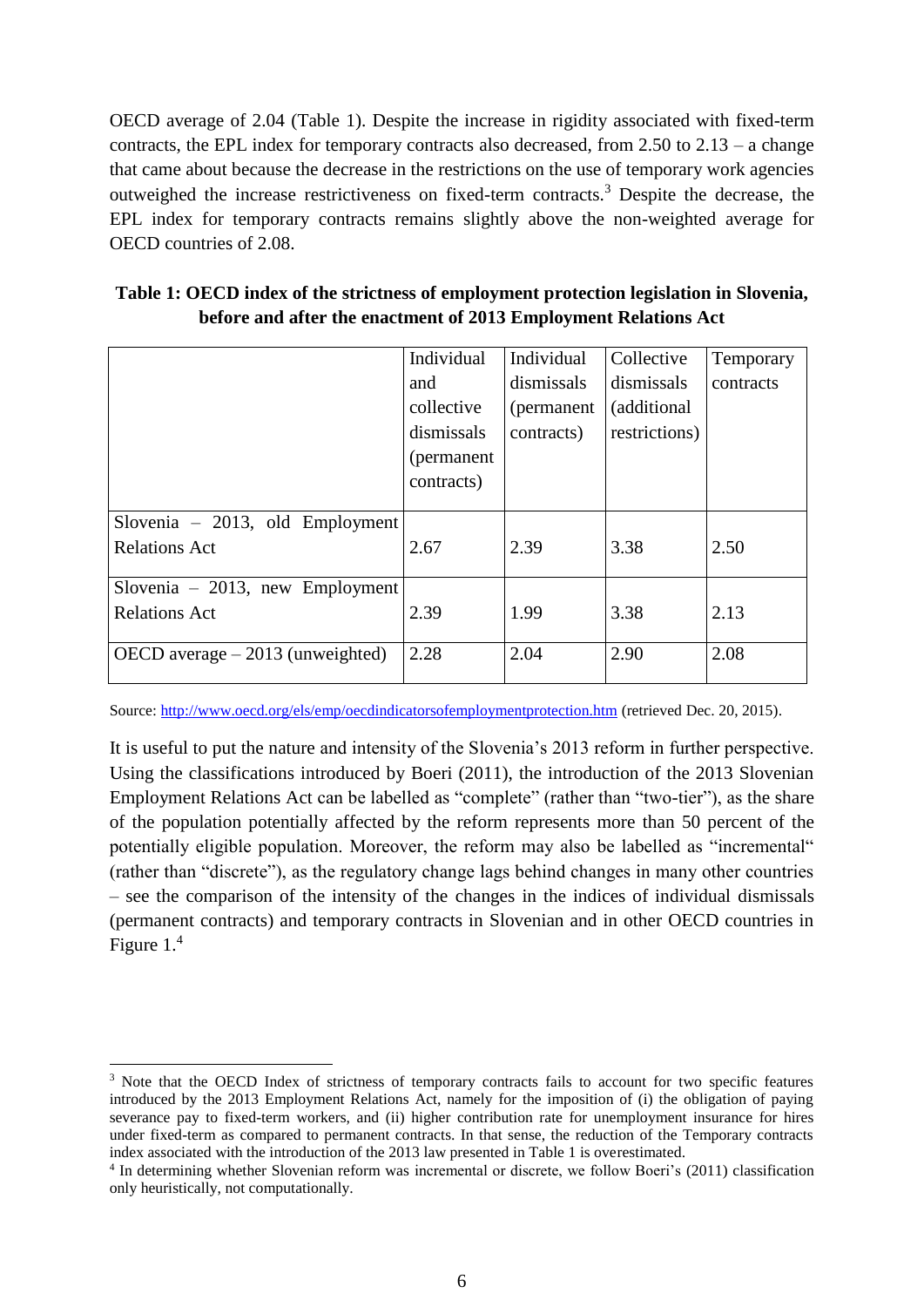OECD average of 2.04 (Table 1). Despite the increase in rigidity associated with fixed-term contracts, the EPL index for temporary contracts also decreased, from 2.50 to 2.13 – a change that came about because the decrease in the restrictions on the use of temporary work agencies outweighed the increase restrictiveness on fixed-term contracts.[3] Despite the decrease, the EPL index for temporary contracts remains slightly above the non-weighted average for OECD countries of 2.08.

**Table 1: OECD index of the strictness of employment protection legislation in Slovenia, before and after the enactment of 2013 Employment Relations Act**

| | Individual and collective dismissals (permanent contracts) | Individual dismissals (permanent contracts) | Collective dismissals (additional restrictions) | Temporary contracts |
|---|---|---|---|---|
| Slovenia – 2013, old Employment Relations Act | 2.67 | 2.39 | 3.38 | 2.50 |
| Slovenia – 2013, new Employment Relations Act | 2.39 | 1.99 | 3.38 | 2.13 |
| OECD average – 2013 (unweighted) | 2.28 | 2.04 | 2.90 | 2.08 |

Source: http://www.oecd.org/els/emp/oecdindicatorsofemploymentprotection.htm (retrieved Dec. 20, 2015).

It is useful to put the nature and intensity of the Slovenia's 2013 reform in further perspective. Using the classifications introduced by Boeri (2011), the introduction of the 2013 Slovenian Employment Relations Act can be labelled as "complete" (rather than "two-tier"), as the share of the population potentially affected by the reform represents more than 50 percent of the potentially eligible population. Moreover, the reform may also be labelled as "incremental" (rather than "discrete"), as the regulatory change lags behind changes in many other countries – see the comparison of the intensity of the changes in the indices of individual dismissals (permanent contracts) and temporary contracts in Slovenian and in other OECD countries in Figure 1.[4]

---

[3] Note that the OECD Index of strictness of temporary contracts fails to account for two specific features introduced by the 2013 Employment Relations Act, namely for the imposition of (i) the obligation of paying severance pay to fixed-term workers, and (ii) higher contribution rate for unemployment insurance for hires under fixed-term as compared to permanent contracts. In that sense, the reduction of the Temporary contracts index associated with the introduction of the 2013 law presented in Table 1 is overestimated.

[4] In determining whether Slovenian reform was incremental or discrete, we follow Boeri's (2011) classification only heuristically, not computationally.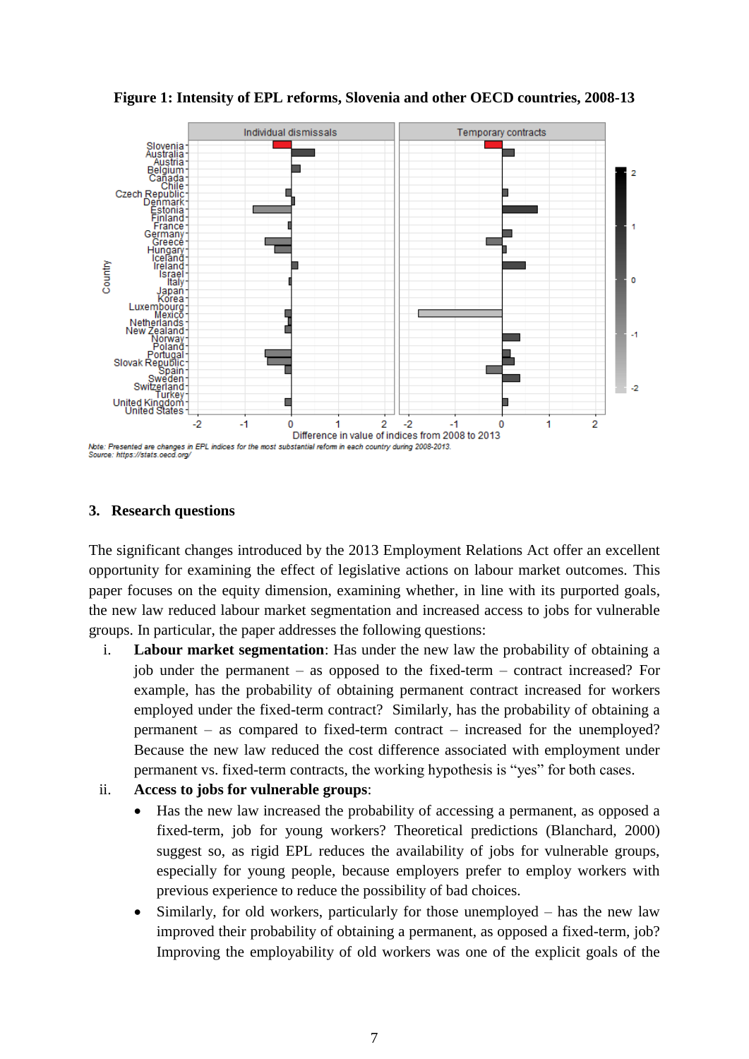**Figure 1: Intensity of EPL reforms, Slovenia and other OECD countries, 2008-13**

*Note: Presented are changes in EPL indices for the most substantial reform in each country during 2008-2013.*
*Source: https://stats.oecd.org/*

## 3. Research questions

The significant changes introduced by the 2013 Employment Relations Act offer an excellent opportunity for examining the effect of legislative actions on labour market outcomes. This paper focuses on the equity dimension, examining whether, in line with its purported goals, the new law reduced labour market segmentation and increased access to jobs for vulnerable groups. In particular, the paper addresses the following questions:

i. **Labour market segmentation**: Has under the new law the probability of obtaining a job under the permanent – as opposed to the fixed-term – contract increased? For example, has the probability of obtaining permanent contract increased for workers employed under the fixed-term contract? Similarly, has the probability of obtaining a permanent – as compared to fixed-term contract – increased for the unemployed? Because the new law reduced the cost difference associated with employment under permanent vs. fixed-term contracts, the working hypothesis is "yes" for both cases.

ii. **Access to jobs for vulnerable groups**:
   - Has the new law increased the probability of accessing a permanent, as opposed a fixed-term, job for young workers? Theoretical predictions (Blanchard, 2000) suggest so, as rigid EPL reduces the availability of jobs for vulnerable groups, especially for young people, because employers prefer to employ workers with previous experience to reduce the possibility of bad choices.
   - Similarly, for old workers, particularly for those unemployed – has the new law improved their probability of obtaining a permanent, as opposed a fixed-term, job? Improving the employability of old workers was one of the explicit goals of the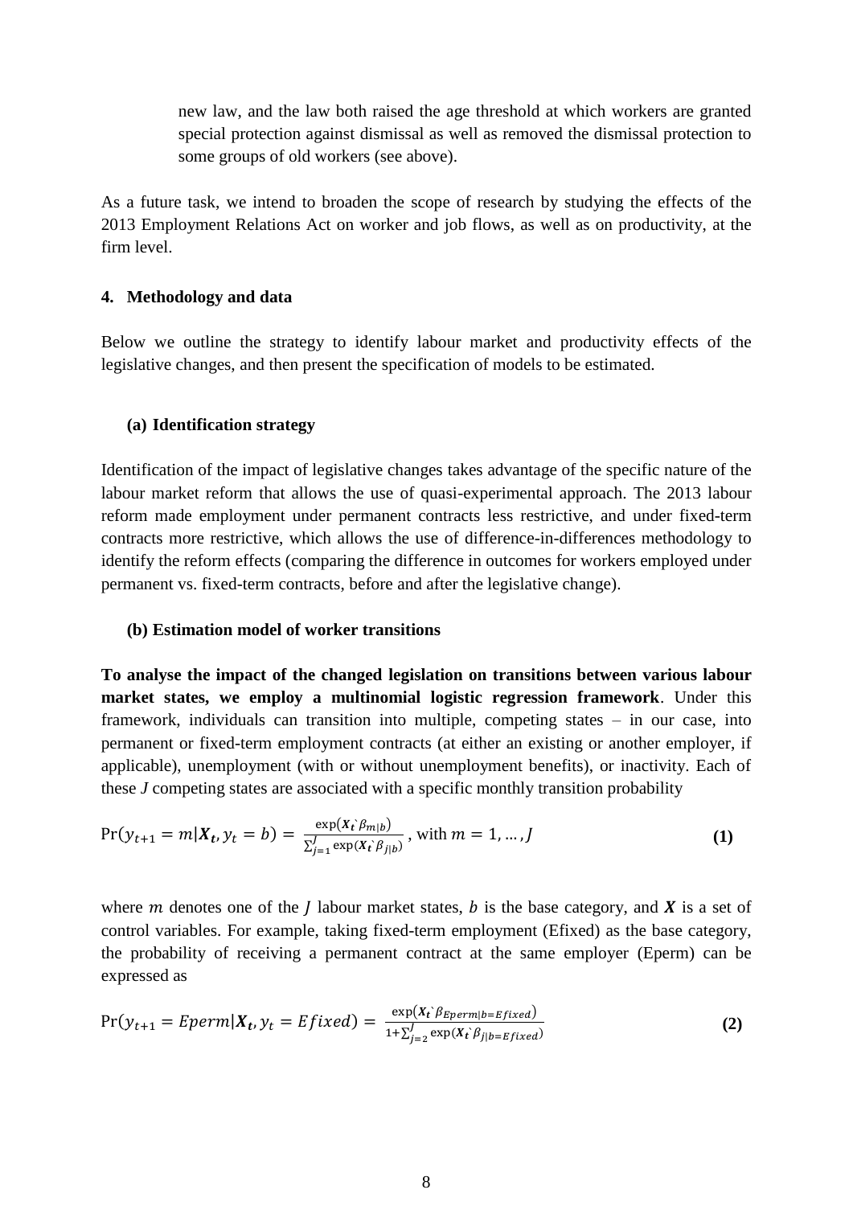new law, and the law both raised the age threshold at which workers are granted special protection against dismissal as well as removed the dismissal protection to some groups of old workers (see above).

As a future task, we intend to broaden the scope of research by studying the effects of the 2013 Employment Relations Act on worker and job flows, as well as on productivity, at the firm level.

## 4. Methodology and data

Below we outline the strategy to identify labour market and productivity effects of the legislative changes, and then present the specification of models to be estimated.

### (a) Identification strategy

Identification of the impact of legislative changes takes advantage of the specific nature of the labour market reform that allows the use of quasi-experimental approach. The 2013 labour reform made employment under permanent contracts less restrictive, and under fixed-term contracts more restrictive, which allows the use of difference-in-differences methodology to identify the reform effects (comparing the difference in outcomes for workers employed under permanent vs. fixed-term contracts, before and after the legislative change).

### (b) Estimation model of worker transitions

**To analyse the impact of the changed legislation on transitions between various labour market states, we employ a multinomial logistic regression framework**. Under this framework, individuals can transition into multiple, competing states – in our case, into permanent or fixed-term employment contracts (at either an existing or another employer, if applicable), unemployment (with or without unemployment benefits), or inactivity. Each of these *J* competing states are associated with a specific monthly transition probability

$$\Pr(y_{t+1} = m | \boldsymbol{X_t}, y_t = b) = \frac{\exp(\boldsymbol{X_t}`\beta_{m|b})}{\sum_{j=1}^{J} \exp(\boldsymbol{X_t}`\beta_{j|b})}, \text{ with } m = 1, \ldots, J \tag{1}$$

where $m$ denotes one of the $J$ labour market states, $b$ is the base category, and $\boldsymbol{X}$ is a set of control variables. For example, taking fixed-term employment (Efixed) as the base category, the probability of receiving a permanent contract at the same employer (Eperm) can be expressed as

$$\Pr(y_{t+1} = Eperm | \boldsymbol{X_t}, y_t = Efixed) = \frac{\exp(\boldsymbol{X_t}`\beta_{Eperm|b=Efixed})}{1 + \sum_{j=2}^{J} \exp(\boldsymbol{X_t}`\beta_{j|b=Efixed})} \tag{2}$$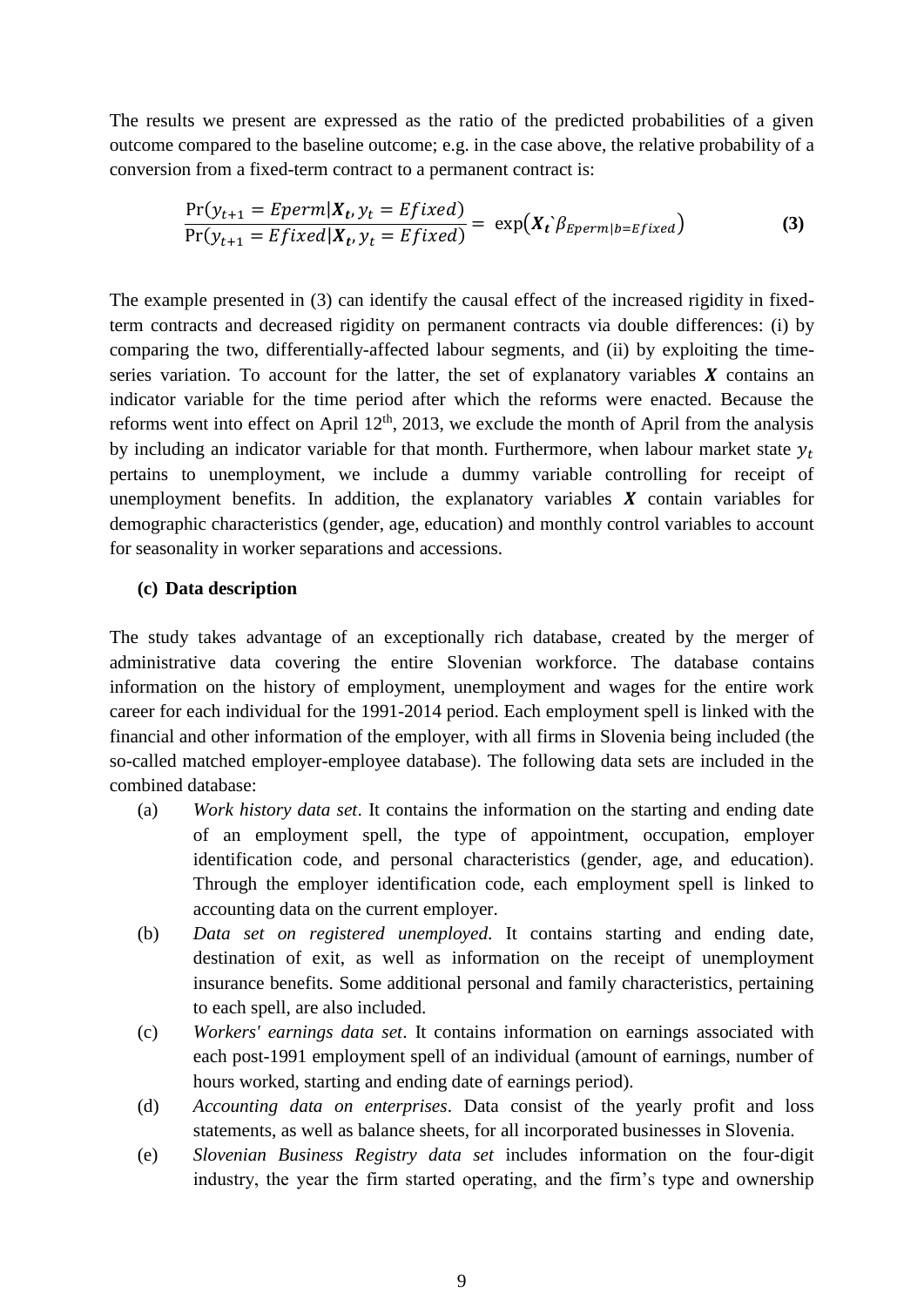The results we present are expressed as the ratio of the predicted probabilities of a given outcome compared to the baseline outcome; e.g. in the case above, the relative probability of a conversion from a fixed-term contract to a permanent contract is:

$$\frac{\Pr(y_{t+1} = Eperm|\boldsymbol{X_t}, y_t = Efixed)}{\Pr(y_{t+1} = Efixed|\boldsymbol{X_t}, y_t = Efixed)} = \exp(\boldsymbol{X_t}`\beta_{Eperm|b=Efixed}) \qquad \textbf{(3)}$$

The example presented in (3) can identify the causal effect of the increased rigidity in fixed-term contracts and decreased rigidity on permanent contracts via double differences: (i) by comparing the two, differentially-affected labour segments, and (ii) by exploiting the time-series variation. To account for the latter, the set of explanatory variables $\boldsymbol{X}$ contains an indicator variable for the time period after which the reforms were enacted. Because the reforms went into effect on April 12th, 2013, we exclude the month of April from the analysis by including an indicator variable for that month. Furthermore, when labour market state $y_t$ pertains to unemployment, we include a dummy variable controlling for receipt of unemployment benefits. In addition, the explanatory variables $\boldsymbol{X}$ contain variables for demographic characteristics (gender, age, education) and monthly control variables to account for seasonality in worker separations and accessions.

### (c) Data description

The study takes advantage of an exceptionally rich database, created by the merger of administrative data covering the entire Slovenian workforce. The database contains information on the history of employment, unemployment and wages for the entire work career for each individual for the 1991-2014 period. Each employment spell is linked with the financial and other information of the employer, with all firms in Slovenia being included (the so-called matched employer-employee database). The following data sets are included in the combined database:

(a) *Work history data set*. It contains the information on the starting and ending date of an employment spell, the type of appointment, occupation, employer identification code, and personal characteristics (gender, age, and education). Through the employer identification code, each employment spell is linked to accounting data on the current employer.

(b) *Data set on registered unemployed*. It contains starting and ending date, destination of exit, as well as information on the receipt of unemployment insurance benefits. Some additional personal and family characteristics, pertaining to each spell, are also included.

(c) *Workers' earnings data set*. It contains information on earnings associated with each post-1991 employment spell of an individual (amount of earnings, number of hours worked, starting and ending date of earnings period).

(d) *Accounting data on enterprises*. Data consist of the yearly profit and loss statements, as well as balance sheets, for all incorporated businesses in Slovenia.

(e) *Slovenian Business Registry data set* includes information on the four-digit industry, the year the firm started operating, and the firm's type and ownership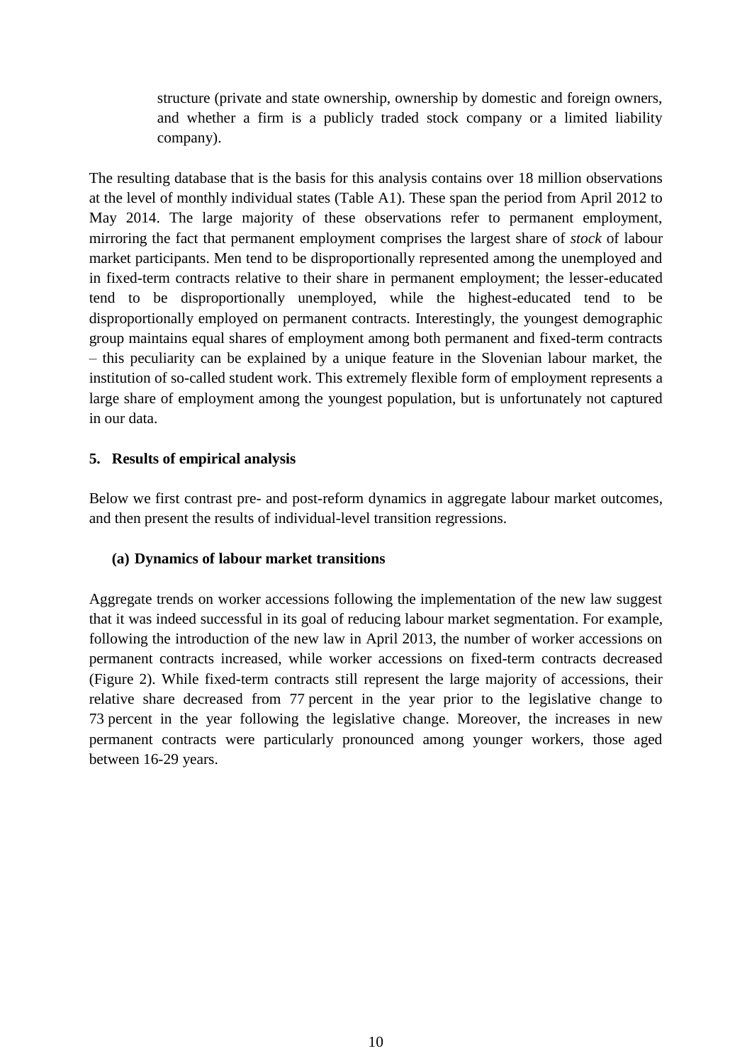structure (private and state ownership, ownership by domestic and foreign owners, and whether a firm is a publicly traded stock company or a limited liability company).

The resulting database that is the basis for this analysis contains over 18 million observations at the level of monthly individual states (Table A1). These span the period from April 2012 to May 2014. The large majority of these observations refer to permanent employment, mirroring the fact that permanent employment comprises the largest share of *stock* of labour market participants. Men tend to be disproportionally represented among the unemployed and in fixed-term contracts relative to their share in permanent employment; the lesser-educated tend to be disproportionally unemployed, while the highest-educated tend to be disproportionally employed on permanent contracts. Interestingly, the youngest demographic group maintains equal shares of employment among both permanent and fixed-term contracts – this peculiarity can be explained by a unique feature in the Slovenian labour market, the institution of so-called student work. This extremely flexible form of employment represents a large share of employment among the youngest population, but is unfortunately not captured in our data.

## 5. Results of empirical analysis

Below we first contrast pre- and post-reform dynamics in aggregate labour market outcomes, and then present the results of individual-level transition regressions.

### (a) Dynamics of labour market transitions

Aggregate trends on worker accessions following the implementation of the new law suggest that it was indeed successful in its goal of reducing labour market segmentation. For example, following the introduction of the new law in April 2013, the number of worker accessions on permanent contracts increased, while worker accessions on fixed-term contracts decreased (Figure 2). While fixed-term contracts still represent the large majority of accessions, their relative share decreased from 77 percent in the year prior to the legislative change to 73 percent in the year following the legislative change. Moreover, the increases in new permanent contracts were particularly pronounced among younger workers, those aged between 16-29 years.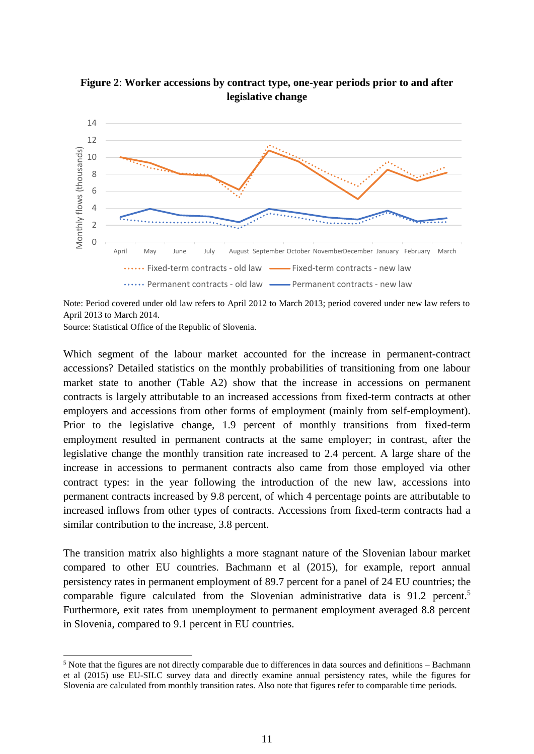**Figure 2**: **Worker accessions by contract type, one-year periods prior to and after legislative change**

Note: Period covered under old law refers to April 2012 to March 2013; period covered under new law refers to April 2013 to March 2014.
Source: Statistical Office of the Republic of Slovenia.

Which segment of the labour market accounted for the increase in permanent-contract accessions? Detailed statistics on the monthly probabilities of transitioning from one labour market state to another (Table A2) show that the increase in accessions on permanent contracts is largely attributable to an increased accessions from fixed-term contracts at other employers and accessions from other forms of employment (mainly from self-employment). Prior to the legislative change, 1.9 percent of monthly transitions from fixed-term employment resulted in permanent contracts at the same employer; in contrast, after the legislative change the monthly transition rate increased to 2.4 percent. A large share of the increase in accessions to permanent contracts also came from those employed via other contract types: in the year following the introduction of the new law, accessions into permanent contracts increased by 9.8 percent, of which 4 percentage points are attributable to increased inflows from other types of contracts. Accessions from fixed-term contracts had a similar contribution to the increase, 3.8 percent.

The transition matrix also highlights a more stagnant nature of the Slovenian labour market compared to other EU countries. Bachmann et al (2015), for example, report annual persistency rates in permanent employment of 89.7 percent for a panel of 24 EU countries; the comparable figure calculated from the Slovenian administrative data is 91.2 percent.[5] Furthermore, exit rates from unemployment to permanent employment averaged 8.8 percent in Slovenia, compared to 9.1 percent in EU countries.

[5] Note that the figures are not directly comparable due to differences in data sources and definitions – Bachmann et al (2015) use EU-SILC survey data and directly examine annual persistency rates, while the figures for Slovenia are calculated from monthly transition rates. Also note that figures refer to comparable time periods.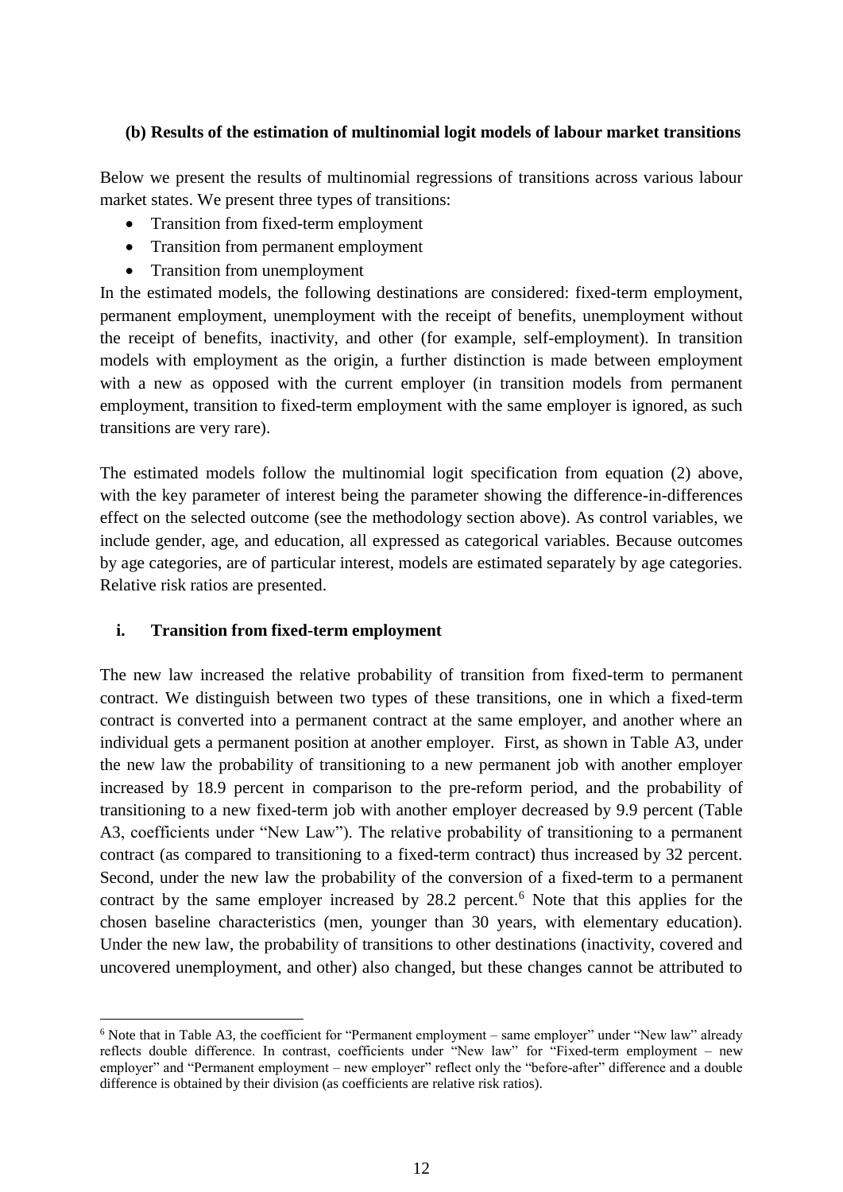#### (b) Results of the estimation of multinomial logit models of labour market transitions

Below we present the results of multinomial regressions of transitions across various labour market states. We present three types of transitions:

- Transition from fixed-term employment
- Transition from permanent employment
- Transition from unemployment

In the estimated models, the following destinations are considered: fixed-term employment, permanent employment, unemployment with the receipt of benefits, unemployment without the receipt of benefits, inactivity, and other (for example, self-employment). In transition models with employment as the origin, a further distinction is made between employment with a new as opposed with the current employer (in transition models from permanent employment, transition to fixed-term employment with the same employer is ignored, as such transitions are very rare).

The estimated models follow the multinomial logit specification from equation (2) above, with the key parameter of interest being the parameter showing the difference-in-differences effect on the selected outcome (see the methodology section above). As control variables, we include gender, age, and education, all expressed as categorical variables. Because outcomes by age categories, are of particular interest, models are estimated separately by age categories. Relative risk ratios are presented.

##### i. Transition from fixed-term employment

The new law increased the relative probability of transition from fixed-term to permanent contract. We distinguish between two types of these transitions, one in which a fixed-term contract is converted into a permanent contract at the same employer, and another where an individual gets a permanent position at another employer. First, as shown in Table A3, under the new law the probability of transitioning to a new permanent job with another employer increased by 18.9 percent in comparison to the pre-reform period, and the probability of transitioning to a new fixed-term job with another employer decreased by 9.9 percent (Table A3, coefficients under "New Law"). The relative probability of transitioning to a permanent contract (as compared to transitioning to a fixed-term contract) thus increased by 32 percent. Second, under the new law the probability of the conversion of a fixed-term to a permanent contract by the same employer increased by 28.2 percent.[6] Note that this applies for the chosen baseline characteristics (men, younger than 30 years, with elementary education). Under the new law, the probability of transitions to other destinations (inactivity, covered and uncovered unemployment, and other) also changed, but these changes cannot be attributed to

[6] Note that in Table A3, the coefficient for "Permanent employment – same employer" under "New law" already reflects double difference. In contrast, coefficients under "New law" for "Fixed-term employment – new employer" and "Permanent employment – new employer" reflect only the "before-after" difference and a double difference is obtained by their division (as coefficients are relative risk ratios).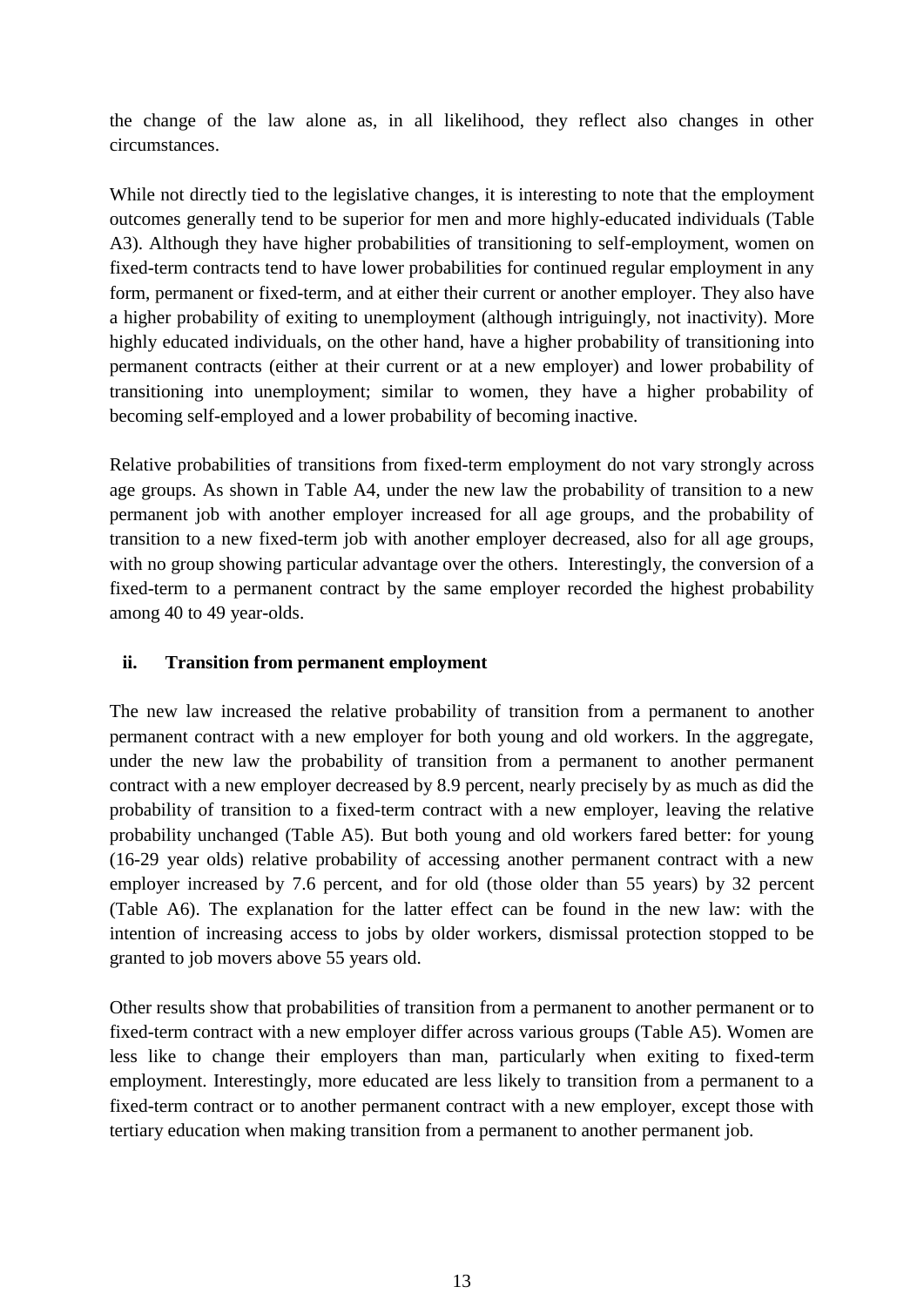the change of the law alone as, in all likelihood, they reflect also changes in other circumstances.

While not directly tied to the legislative changes, it is interesting to note that the employment outcomes generally tend to be superior for men and more highly-educated individuals (Table A3). Although they have higher probabilities of transitioning to self-employment, women on fixed-term contracts tend to have lower probabilities for continued regular employment in any form, permanent or fixed-term, and at either their current or another employer. They also have a higher probability of exiting to unemployment (although intriguingly, not inactivity). More highly educated individuals, on the other hand, have a higher probability of transitioning into permanent contracts (either at their current or at a new employer) and lower probability of transitioning into unemployment; similar to women, they have a higher probability of becoming self-employed and a lower probability of becoming inactive.

Relative probabilities of transitions from fixed-term employment do not vary strongly across age groups. As shown in Table A4, under the new law the probability of transition to a new permanent job with another employer increased for all age groups, and the probability of transition to a new fixed-term job with another employer decreased, also for all age groups, with no group showing particular advantage over the others. Interestingly, the conversion of a fixed-term to a permanent contract by the same employer recorded the highest probability among 40 to 49 year-olds.

### ii. Transition from permanent employment

The new law increased the relative probability of transition from a permanent to another permanent contract with a new employer for both young and old workers. In the aggregate, under the new law the probability of transition from a permanent to another permanent contract with a new employer decreased by 8.9 percent, nearly precisely by as much as did the probability of transition to a fixed-term contract with a new employer, leaving the relative probability unchanged (Table A5). But both young and old workers fared better: for young (16-29 year olds) relative probability of accessing another permanent contract with a new employer increased by 7.6 percent, and for old (those older than 55 years) by 32 percent (Table A6). The explanation for the latter effect can be found in the new law: with the intention of increasing access to jobs by older workers, dismissal protection stopped to be granted to job movers above 55 years old.

Other results show that probabilities of transition from a permanent to another permanent or to fixed-term contract with a new employer differ across various groups (Table A5). Women are less like to change their employers than man, particularly when exiting to fixed-term employment. Interestingly, more educated are less likely to transition from a permanent to a fixed-term contract or to another permanent contract with a new employer, except those with tertiary education when making transition from a permanent to another permanent job.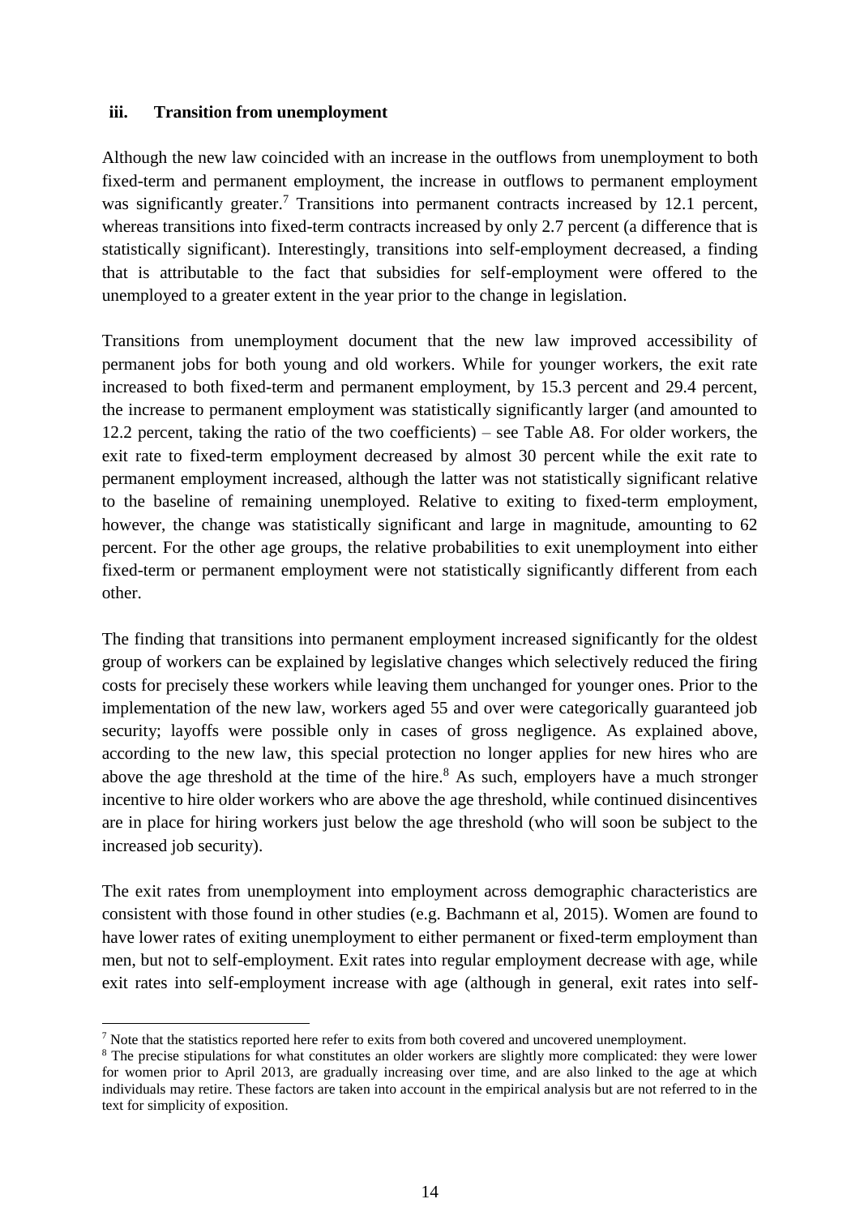### iii. Transition from unemployment

Although the new law coincided with an increase in the outflows from unemployment to both fixed-term and permanent employment, the increase in outflows to permanent employment was significantly greater.[7] Transitions into permanent contracts increased by 12.1 percent, whereas transitions into fixed-term contracts increased by only 2.7 percent (a difference that is statistically significant). Interestingly, transitions into self-employment decreased, a finding that is attributable to the fact that subsidies for self-employment were offered to the unemployed to a greater extent in the year prior to the change in legislation.

Transitions from unemployment document that the new law improved accessibility of permanent jobs for both young and old workers. While for younger workers, the exit rate increased to both fixed-term and permanent employment, by 15.3 percent and 29.4 percent, the increase to permanent employment was statistically significantly larger (and amounted to 12.2 percent, taking the ratio of the two coefficients) – see Table A8. For older workers, the exit rate to fixed-term employment decreased by almost 30 percent while the exit rate to permanent employment increased, although the latter was not statistically significant relative to the baseline of remaining unemployed. Relative to exiting to fixed-term employment, however, the change was statistically significant and large in magnitude, amounting to 62 percent. For the other age groups, the relative probabilities to exit unemployment into either fixed-term or permanent employment were not statistically significantly different from each other.

The finding that transitions into permanent employment increased significantly for the oldest group of workers can be explained by legislative changes which selectively reduced the firing costs for precisely these workers while leaving them unchanged for younger ones. Prior to the implementation of the new law, workers aged 55 and over were categorically guaranteed job security; layoffs were possible only in cases of gross negligence. As explained above, according to the new law, this special protection no longer applies for new hires who are above the age threshold at the time of the hire.[8] As such, employers have a much stronger incentive to hire older workers who are above the age threshold, while continued disincentives are in place for hiring workers just below the age threshold (who will soon be subject to the increased job security).

The exit rates from unemployment into employment across demographic characteristics are consistent with those found in other studies (e.g. Bachmann et al, 2015). Women are found to have lower rates of exiting unemployment to either permanent or fixed-term employment than men, but not to self-employment. Exit rates into regular employment decrease with age, while exit rates into self-employment increase with age (although in general, exit rates into self-

---

[7] Note that the statistics reported here refer to exits from both covered and uncovered unemployment.

[8] The precise stipulations for what constitutes an older workers are slightly more complicated: they were lower for women prior to April 2013, are gradually increasing over time, and are also linked to the age at which individuals may retire. These factors are taken into account in the empirical analysis but are not referred to in the text for simplicity of exposition.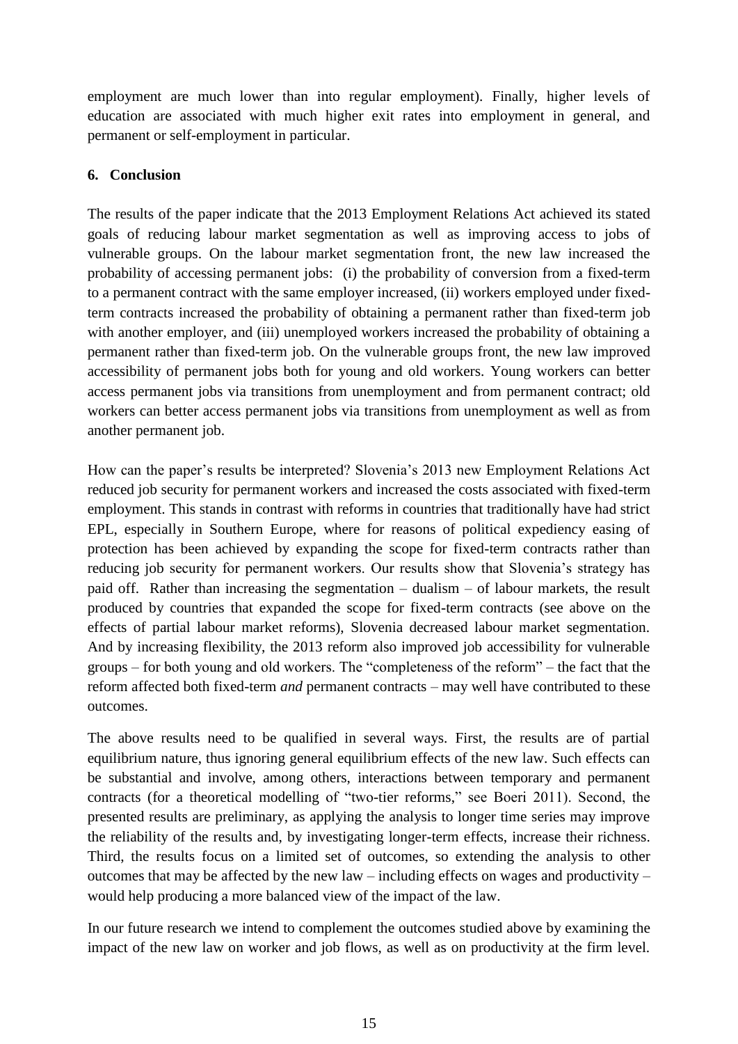employment are much lower than into regular employment). Finally, higher levels of education are associated with much higher exit rates into employment in general, and permanent or self-employment in particular.

## 6. Conclusion

The results of the paper indicate that the 2013 Employment Relations Act achieved its stated goals of reducing labour market segmentation as well as improving access to jobs of vulnerable groups. On the labour market segmentation front, the new law increased the probability of accessing permanent jobs: (i) the probability of conversion from a fixed-term to a permanent contract with the same employer increased, (ii) workers employed under fixed-term contracts increased the probability of obtaining a permanent rather than fixed-term job with another employer, and (iii) unemployed workers increased the probability of obtaining a permanent rather than fixed-term job. On the vulnerable groups front, the new law improved accessibility of permanent jobs both for young and old workers. Young workers can better access permanent jobs via transitions from unemployment and from permanent contract; old workers can better access permanent jobs via transitions from unemployment as well as from another permanent job.

How can the paper's results be interpreted? Slovenia's 2013 new Employment Relations Act reduced job security for permanent workers and increased the costs associated with fixed-term employment. This stands in contrast with reforms in countries that traditionally have had strict EPL, especially in Southern Europe, where for reasons of political expediency easing of protection has been achieved by expanding the scope for fixed-term contracts rather than reducing job security for permanent workers. Our results show that Slovenia's strategy has paid off. Rather than increasing the segmentation – dualism – of labour markets, the result produced by countries that expanded the scope for fixed-term contracts (see above on the effects of partial labour market reforms), Slovenia decreased labour market segmentation. And by increasing flexibility, the 2013 reform also improved job accessibility for vulnerable groups – for both young and old workers. The "completeness of the reform" – the fact that the reform affected both fixed-term *and* permanent contracts – may well have contributed to these outcomes.

The above results need to be qualified in several ways. First, the results are of partial equilibrium nature, thus ignoring general equilibrium effects of the new law. Such effects can be substantial and involve, among others, interactions between temporary and permanent contracts (for a theoretical modelling of "two-tier reforms," see Boeri 2011). Second, the presented results are preliminary, as applying the analysis to longer time series may improve the reliability of the results and, by investigating longer-term effects, increase their richness. Third, the results focus on a limited set of outcomes, so extending the analysis to other outcomes that may be affected by the new law – including effects on wages and productivity – would help producing a more balanced view of the impact of the law.

In our future research we intend to complement the outcomes studied above by examining the impact of the new law on worker and job flows, as well as on productivity at the firm level.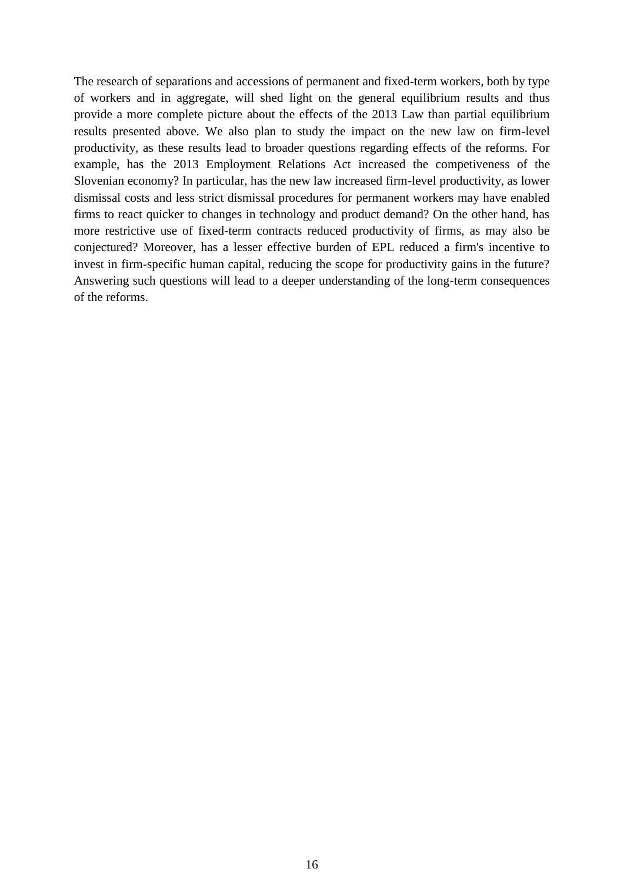The research of separations and accessions of permanent and fixed-term workers, both by type of workers and in aggregate, will shed light on the general equilibrium results and thus provide a more complete picture about the effects of the 2013 Law than partial equilibrium results presented above. We also plan to study the impact on the new law on firm-level productivity, as these results lead to broader questions regarding effects of the reforms. For example, has the 2013 Employment Relations Act increased the competiveness of the Slovenian economy? In particular, has the new law increased firm-level productivity, as lower dismissal costs and less strict dismissal procedures for permanent workers may have enabled firms to react quicker to changes in technology and product demand? On the other hand, has more restrictive use of fixed-term contracts reduced productivity of firms, as may also be conjectured? Moreover, has a lesser effective burden of EPL reduced a firm's incentive to invest in firm-specific human capital, reducing the scope for productivity gains in the future? Answering such questions will lead to a deeper understanding of the long-term consequences of the reforms.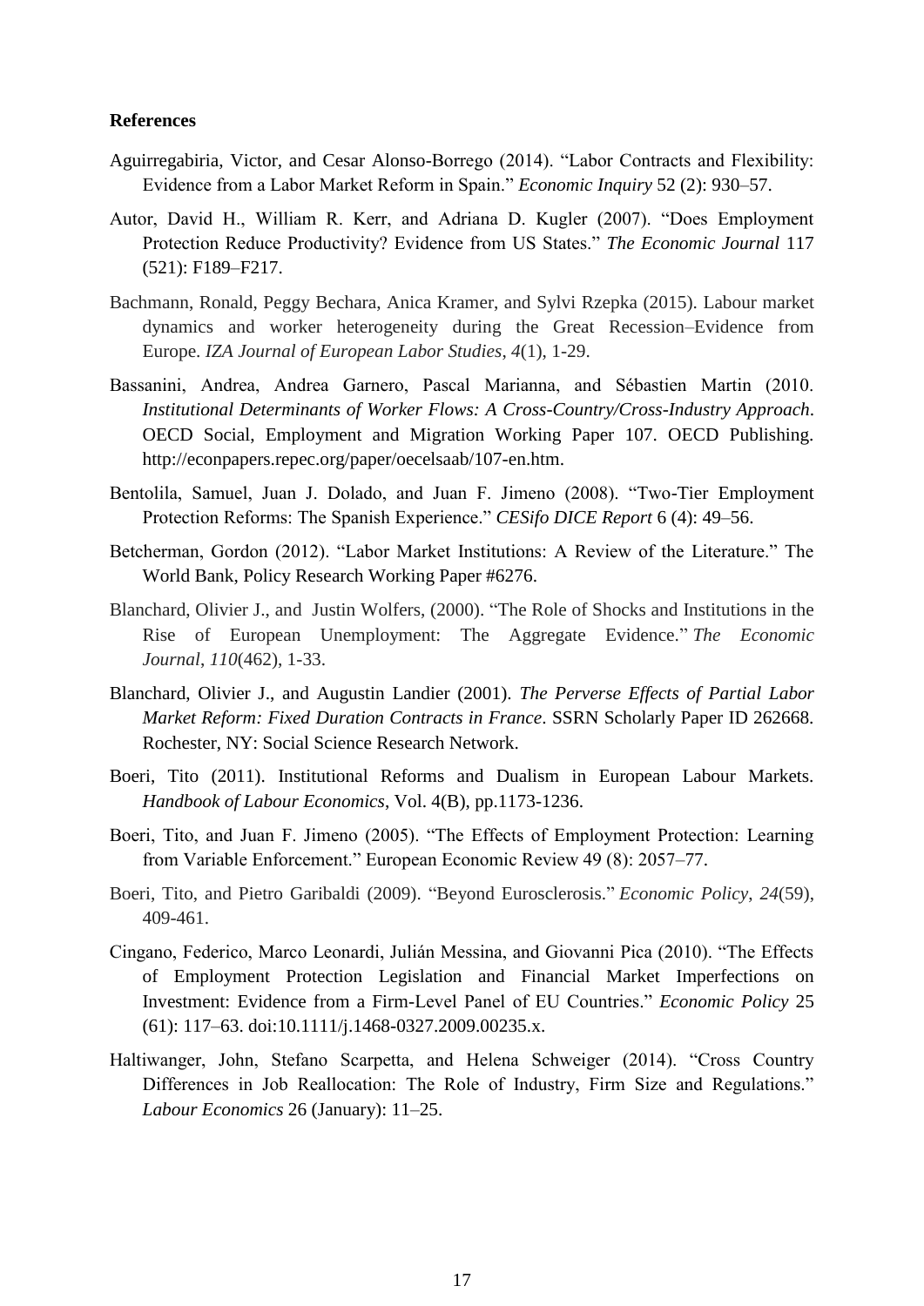**References**

Aguirregabiria, Victor, and Cesar Alonso-Borrego (2014). "Labor Contracts and Flexibility: Evidence from a Labor Market Reform in Spain." *Economic Inquiry* 52 (2): 930–57.

Autor, David H., William R. Kerr, and Adriana D. Kugler (2007). "Does Employment Protection Reduce Productivity? Evidence from US States." *The Economic Journal* 117 (521): F189–F217.

Bachmann, Ronald, Peggy Bechara, Anica Kramer, and Sylvi Rzepka (2015). Labour market dynamics and worker heterogeneity during the Great Recession–Evidence from Europe. *IZA Journal of European Labor Studies*, *4*(1), 1-29.

Bassanini, Andrea, Andrea Garnero, Pascal Marianna, and Sébastien Martin (2010. *Institutional Determinants of Worker Flows: A Cross-Country/Cross-Industry Approach*. OECD Social, Employment and Migration Working Paper 107. OECD Publishing. http://econpapers.repec.org/paper/oecelsaab/107-en.htm.

Bentolila, Samuel, Juan J. Dolado, and Juan F. Jimeno (2008). "Two-Tier Employment Protection Reforms: The Spanish Experience." *CESifo DICE Report* 6 (4): 49–56.

Betcherman, Gordon (2012). "Labor Market Institutions: A Review of the Literature." The World Bank, Policy Research Working Paper #6276.

Blanchard, Olivier J., and Justin Wolfers, (2000). "The Role of Shocks and Institutions in the Rise of European Unemployment: The Aggregate Evidence." *The Economic Journal*, *110*(462), 1-33.

Blanchard, Olivier J., and Augustin Landier (2001). *The Perverse Effects of Partial Labor Market Reform: Fixed Duration Contracts in France*. SSRN Scholarly Paper ID 262668. Rochester, NY: Social Science Research Network.

Boeri, Tito (2011). Institutional Reforms and Dualism in European Labour Markets. *Handbook of Labour Economics*, Vol. 4(B), pp.1173-1236.

Boeri, Tito, and Juan F. Jimeno (2005). "The Effects of Employment Protection: Learning from Variable Enforcement." European Economic Review 49 (8): 2057–77.

Boeri, Tito, and Pietro Garibaldi (2009). "Beyond Eurosclerosis." *Economic Policy*, *24*(59), 409-461.

Cingano, Federico, Marco Leonardi, Julián Messina, and Giovanni Pica (2010). "The Effects of Employment Protection Legislation and Financial Market Imperfections on Investment: Evidence from a Firm-Level Panel of EU Countries." *Economic Policy* 25 (61): 117–63. doi:10.1111/j.1468-0327.2009.00235.x.

Haltiwanger, John, Stefano Scarpetta, and Helena Schweiger (2014). "Cross Country Differences in Job Reallocation: The Role of Industry, Firm Size and Regulations." *Labour Economics* 26 (January): 11–25.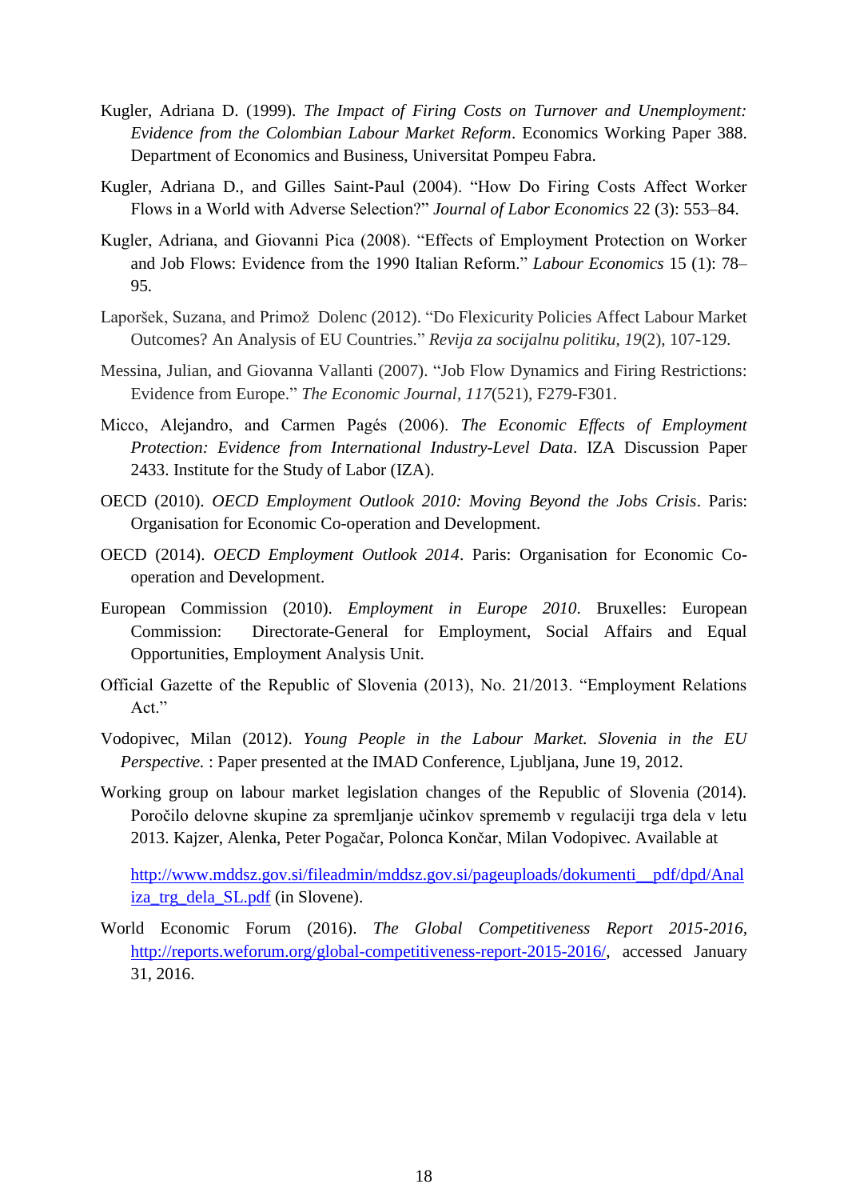Kugler, Adriana D. (1999). *The Impact of Firing Costs on Turnover and Unemployment: Evidence from the Colombian Labour Market Reform*. Economics Working Paper 388. Department of Economics and Business, Universitat Pompeu Fabra.

Kugler, Adriana D., and Gilles Saint-Paul (2004). "How Do Firing Costs Affect Worker Flows in a World with Adverse Selection?" *Journal of Labor Economics* 22 (3): 553–84.

Kugler, Adriana, and Giovanni Pica (2008). "Effects of Employment Protection on Worker and Job Flows: Evidence from the 1990 Italian Reform." *Labour Economics* 15 (1): 78–95.

Laporšek, Suzana, and Primož Dolenc (2012). "Do Flexicurity Policies Affect Labour Market Outcomes? An Analysis of EU Countries." *Revija za socijalnu politiku*, *19*(2), 107-129.

Messina, Julian, and Giovanna Vallanti (2007). "Job Flow Dynamics and Firing Restrictions: Evidence from Europe." *The Economic Journal*, *117*(521), F279-F301.

Micco, Alejandro, and Carmen Pagés (2006). *The Economic Effects of Employment Protection: Evidence from International Industry-Level Data*. IZA Discussion Paper 2433. Institute for the Study of Labor (IZA).

OECD (2010). *OECD Employment Outlook 2010: Moving Beyond the Jobs Crisis*. Paris: Organisation for Economic Co-operation and Development.

OECD (2014). *OECD Employment Outlook 2014*. Paris: Organisation for Economic Co-operation and Development.

European Commission (2010). *Employment in Europe 2010*. Bruxelles: European Commission: Directorate-General for Employment, Social Affairs and Equal Opportunities, Employment Analysis Unit.

Official Gazette of the Republic of Slovenia (2013), No. 21/2013. "Employment Relations Act."

Vodopivec, Milan (2012). *Young People in the Labour Market. Slovenia in the EU Perspective.* : Paper presented at the IMAD Conference, Ljubljana, June 19, 2012.

Working group on labour market legislation changes of the Republic of Slovenia (2014). Poročilo delovne skupine za spremljanje učinkov sprememb v regulaciji trga dela v letu 2013. Kajzer, Alenka, Peter Pogačar, Polonca Končar, Milan Vodopivec. Available at

http://www.mddsz.gov.si/fileadmin/mddsz.gov.si/pageuploads/dokumenti__pdf/dpd/Analiza_trg_dela_SL.pdf (in Slovene).

World Economic Forum (2016). *The Global Competitiveness Report 2015-2016*, http://reports.weforum.org/global-competitiveness-report-2015-2016/, accessed January 31, 2016.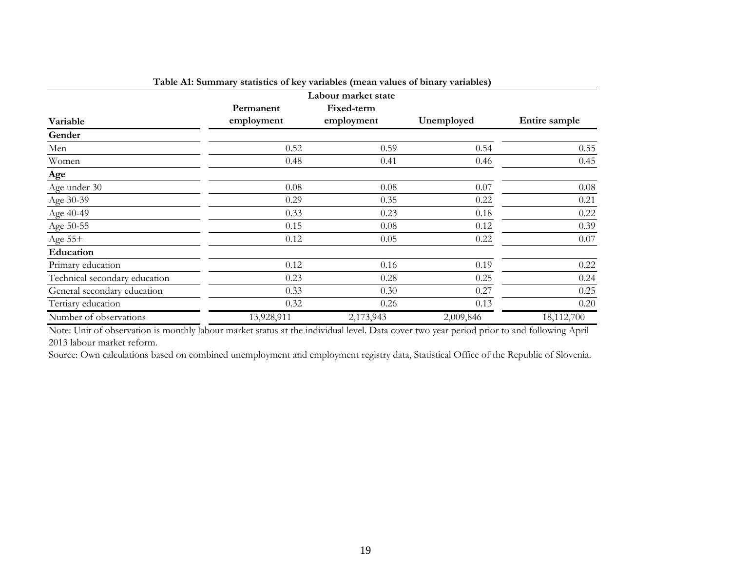**Table A1: Summary statistics of key variables (mean values of binary variables)**

| Variable | Labour market state | | | |
|---|---|---|---|---|
| | Permanent employment | Fixed-term employment | Unemployed | Entire sample |
| **Gender** | | | | |
| Men | 0.52 | 0.59 | 0.54 | 0.55 |
| Women | 0.48 | 0.41 | 0.46 | 0.45 |
| **Age** | | | | |
| Age under 30 | 0.08 | 0.08 | 0.07 | 0.08 |
| Age 30-39 | 0.29 | 0.35 | 0.22 | 0.21 |
| Age 40-49 | 0.33 | 0.23 | 0.18 | 0.22 |
| Age 50-55 | 0.15 | 0.08 | 0.12 | 0.39 |
| Age 55+ | 0.12 | 0.05 | 0.22 | 0.07 |
| **Education** | | | | |
| Primary education | 0.12 | 0.16 | 0.19 | 0.22 |
| Technical secondary education | 0.23 | 0.28 | 0.25 | 0.24 |
| General secondary education | 0.33 | 0.30 | 0.27 | 0.25 |
| Tertiary education | 0.32 | 0.26 | 0.13 | 0.20 |
| Number of observations | 13,928,911 | 2,173,943 | 2,009,846 | 18,112,700 |

Note: Unit of observation is monthly labour market status at the individual level. Data cover two year period prior to and following April 2013 labour market reform.

Source: Own calculations based on combined unemployment and employment registry data, Statistical Office of the Republic of Slovenia.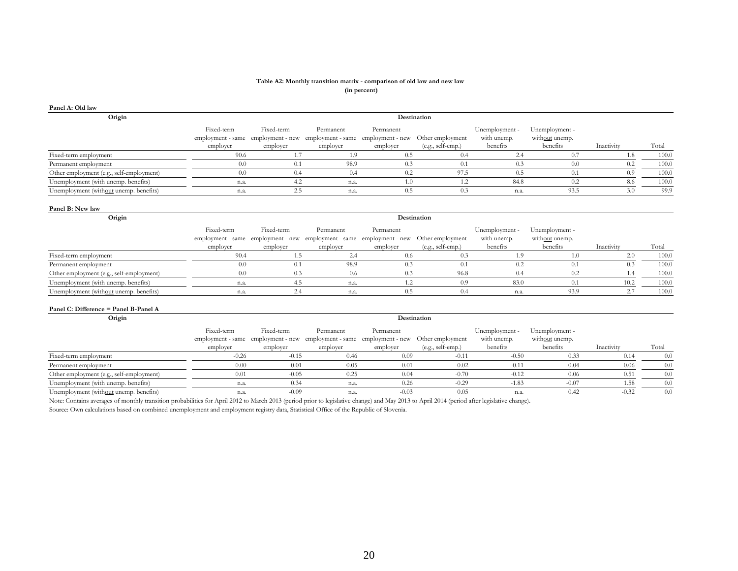**Table A2: Monthly transition matrix - comparison of old law and new law**
**(in percent)**

**Panel A: Old law**

| Origin | Destination | | | | | | | | |
|---|---|---|---|---|---|---|---|---|---|
| | Fixed-term employment - same employer | Fixed-term employment - new employer | Permanent employment - same employer | Permanent employment - new employer | Other employment (e.g., self-emp.) | Unemployment - with unemp. benefits | Unemployment - with<u>out</u> unemp. benefits | Inactivity | Total |
| Fixed-term employment | 90.6 | 1.7 | 1.9 | 0.5 | 0.4 | 2.4 | 0.7 | 1.8 | 100.0 |
| Permanent employment | 0.0 | 0.1 | 98.9 | 0.3 | 0.1 | 0.3 | 0.0 | 0.2 | 100.0 |
| Other employment (e.g., self-employment) | 0.0 | 0.4 | 0.4 | 0.2 | 97.5 | 0.5 | 0.1 | 0.9 | 100.0 |
| Unemployment (with unemp. benefits) | n.a. | 4.2 | n.a. | 1.0 | 1.2 | 84.8 | 0.2 | 8.6 | 100.0 |
| Unemployment (with<u>out</u> unemp. benefits) | n.a. | 2.5 | n.a. | 0.5 | 0.3 | n.a. | 93.5 | 3.0 | 99.9 |

**Panel B: New law**

| Origin | Destination | | | | | | | | |
|---|---|---|---|---|---|---|---|---|---|
| | Fixed-term employment - same employer | Fixed-term employment - new employer | Permanent employment - same employer | Permanent employment - new employer | Other employment (e.g., self-emp.) | Unemployment - with unemp. benefits | Unemployment - with<u>out</u> unemp. benefits | Inactivity | Total |
| Fixed-term employment | 90.4 | 1.5 | 2.4 | 0.6 | 0.3 | 1.9 | 1.0 | 2.0 | 100.0 |
| Permanent employment | 0.0 | 0.1 | 98.9 | 0.3 | 0.1 | 0.2 | 0.1 | 0.3 | 100.0 |
| Other employment (e.g., self-employment) | 0.0 | 0.3 | 0.6 | 0.3 | 96.8 | 0.4 | 0.2 | 1.4 | 100.0 |
| Unemployment (with unemp. benefits) | n.a. | 4.5 | n.a. | 1.2 | 0.9 | 83.0 | 0.1 | 10.2 | 100.0 |
| Unemployment (with<u>out</u> unemp. benefits) | n.a. | 2.4 | n.a. | 0.5 | 0.4 | n.a. | 93.9 | 2.7 | 100.0 |

**Panel C: Difference = Panel B-Panel A**

| Origin | Destination | | | | | | | | |
|---|---|---|---|---|---|---|---|---|---|
| | Fixed-term employment - same employer | Fixed-term employment - new employer | Permanent employment - same employer | Permanent employment - new employer | Other employment (e.g., self-emp.) | Unemployment - with unemp. benefits | Unemployment - with<u>out</u> unemp. benefits | Inactivity | Total |
| Fixed-term employment | -0.26 | -0.15 | 0.46 | 0.09 | -0.11 | -0.50 | 0.33 | 0.14 | 0.0 |
| Permanent employment | 0.00 | -0.01 | 0.05 | -0.01 | -0.02 | -0.11 | 0.04 | 0.06 | 0.0 |
| Other employment (e.g., self-employment) | 0.01 | -0.05 | 0.25 | 0.04 | -0.70 | -0.12 | 0.06 | 0.51 | 0.0 |
| Unemployment (with unemp. benefits) | n.a. | 0.34 | n.a. | 0.26 | -0.29 | -1.83 | -0.07 | 1.58 | 0.0 |
| Unemployment (with<u>out</u> unemp. benefits) | n.a. | -0.09 | n.a. | -0.03 | 0.05 | n.a. | 0.42 | -0.32 | 0.0 |

Note: Contains averages of monthly transition probabilities for April 2012 to March 2013 (period prior to legislative change) and May 2013 to April 2014 (period after legislative change).

Source: Own calculations based on combined unemployment and employment registry data, Statistical Office of the Republic of Slovenia.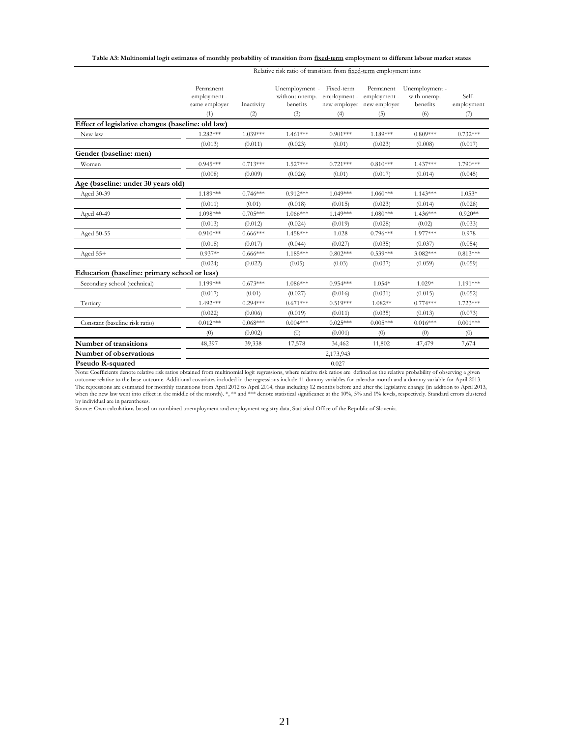**Table A3: Multinomial logit estimates of monthly probability of transition from fixed-term employment to different labour market states**

| | Relative risk ratio of transition from fixed-term employment into: | | | | | | |
|---|---|---|---|---|---|---|---|
| | Permanent employment - same employer | Inactivity | Unemployment - without unemp. benefits | Fixed-term employment - new employer | Permanent employment - new employer | Unemployment - with unemp. benefits | Self-employment |
| | (1) | (2) | (3) | (4) | (5) | (6) | (7) |
| **Effect of legislative changes (baseline: old law)** | | | | | | | |
| New law | 1.282*** | 1.039*** | 1.461*** | 0.901*** | 1.189*** | 0.809*** | 0.732*** |
| | (0.013) | (0.011) | (0.023) | (0.01) | (0.023) | (0.008) | (0.017) |
| **Gender (baseline: men)** | | | | | | | |
| Women | 0.945*** | 0.713*** | 1.527*** | 0.721*** | 0.810*** | 1.437*** | 1.790*** |
| | (0.008) | (0.009) | (0.026) | (0.01) | (0.017) | (0.014) | (0.045) |
| **Age (baseline: under 30 years old)** | | | | | | | |
| Aged 30-39 | 1.189*** | 0.746*** | 0.912*** | 1.049*** | 1.060*** | 1.143*** | 1.053* |
| | (0.011) | (0.01) | (0.018) | (0.015) | (0.023) | (0.014) | (0.028) |
| Aged 40-49 | 1.098*** | 0.705*** | 1.066*** | 1.149*** | 1.080*** | 1.436*** | 0.920** |
| | (0.013) | (0.012) | (0.024) | (0.019) | (0.028) | (0.02) | (0.033) |
| Aged 50-55 | 0.910*** | 0.666*** | 1.458*** | 1.028 | 0.796*** | 1.977*** | 0.978 |
| | (0.018) | (0.017) | (0.044) | (0.027) | (0.035) | (0.037) | (0.054) |
| Aged 55+ | 0.937** | 0.666*** | 1.185*** | 0.802*** | 0.539*** | 3.082*** | 0.813*** |
| | (0.024) | (0.022) | (0.05) | (0.03) | (0.037) | (0.059) | (0.059) |
| **Education (baseline: primary school or less)** | | | | | | | |
| Secondary school (technical) | 1.199*** | 0.673*** | 1.086*** | 0.954*** | 1.054* | 1.029* | 1.191*** |
| | (0.017) | (0.01) | (0.027) | (0.016) | (0.031) | (0.015) | (0.052) |
| Tertiary | 1.492*** | 0.294*** | 0.671*** | 0.519*** | 1.082** | 0.774*** | 1.723*** |
| | (0.022) | (0.006) | (0.019) | (0.011) | (0.035) | (0.013) | (0.073) |
| Constant (baseline risk ratio) | 0.012*** | 0.068*** | 0.004*** | 0.025*** | 0.005*** | 0.016*** | 0.001*** |
| | (0) | (0.002) | (0) | (0.001) | (0) | (0) | (0) |
| **Number of transitions** | 48,397 | 39,338 | 17,578 | 34,462 | 11,802 | 47,479 | 7,674 |
| **Number of observations** | | | | 2,173,943 | | | |
| **Pseudo R-squared** | | | | 0.027 | | | |

Note: Coefficients denote relative risk ratios obtained from multinomial logit regressions, where relative risk ratios are defined as the relative probability of observing a given outcome relative to the base outcome. Additional covariates included in the regressions include 11 dummy variables for calendar month and a dummy variable for April 2013. The regressions are estimated for monthly transitions from April 2012 to April 2014, thus including 12 months before and after the legislative change (in addition to April 2013, when the new law went into effect in the middle of the month). *, ** and *** denote statistical significance at the 10%, 5% and 1% levels, respectively. Standard errors clustered by individual are in parentheses.

Source: Own calculations based on combined unemployment and employment registry data, Statistical Office of the Republic of Slovenia.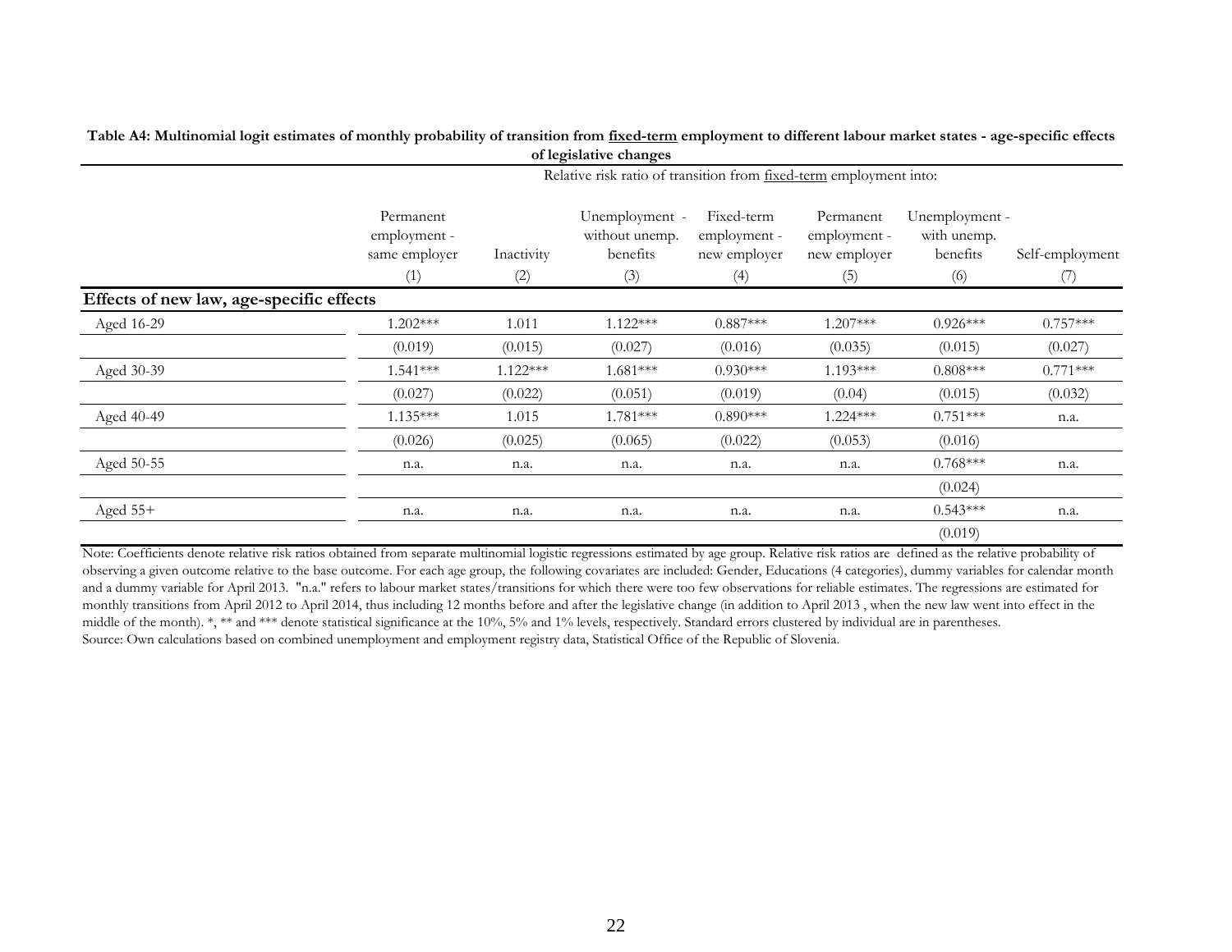**Table A4: Multinomial logit estimates of monthly probability of transition from fixed-term employment to different labour market states - age-specific effects of legislative changes**

| | Relative risk ratio of transition from fixed-term employment into: | | | | | | |
|---|---|---|---|---|---|---|---|
| | Permanent employment - same employer | Inactivity | Unemployment - without unemp. benefits | Fixed-term employment - new employer | Permanent employment - new employer | Unemployment - with unemp. benefits | Self-employment |
| | (1) | (2) | (3) | (4) | (5) | (6) | (7) |
| **Effects of new law, age-specific effects** | | | | | | | |
| Aged 16-29 | 1.202*** | 1.011 | 1.122*** | 0.887*** | 1.207*** | 0.926*** | 0.757*** |
| | (0.019) | (0.015) | (0.027) | (0.016) | (0.035) | (0.015) | (0.027) |
| Aged 30-39 | 1.541*** | 1.122*** | 1.681*** | 0.930*** | 1.193*** | 0.808*** | 0.771*** |
| | (0.027) | (0.022) | (0.051) | (0.019) | (0.04) | (0.015) | (0.032) |
| Aged 40-49 | 1.135*** | 1.015 | 1.781*** | 0.890*** | 1.224*** | 0.751*** | n.a. |
| | (0.026) | (0.025) | (0.065) | (0.022) | (0.053) | (0.016) | |
| Aged 50-55 | n.a. | n.a. | n.a. | n.a. | n.a. | 0.768*** | n.a. |
| | | | | | | (0.024) | |
| Aged 55+ | n.a. | n.a. | n.a. | n.a. | n.a. | 0.543*** | n.a. |
| | | | | | | (0.019) | |

Note: Coefficients denote relative risk ratios obtained from separate multinomial logistic regressions estimated by age group. Relative risk ratios are defined as the relative probability of observing a given outcome relative to the base outcome. For each age group, the following covariates are included: Gender, Educations (4 categories), dummy variables for calendar month and a dummy variable for April 2013. "n.a." refers to labour market states/transitions for which there were too few observations for reliable estimates. The regressions are estimated for monthly transitions from April 2012 to April 2014, thus including 12 months before and after the legislative change (in addition to April 2013 , when the new law went into effect in the middle of the month). *, ** and *** denote statistical significance at the 10%, 5% and 1% levels, respectively. Standard errors clustered by individual are in parentheses.
Source: Own calculations based on combined unemployment and employment registry data, Statistical Office of the Republic of Slovenia.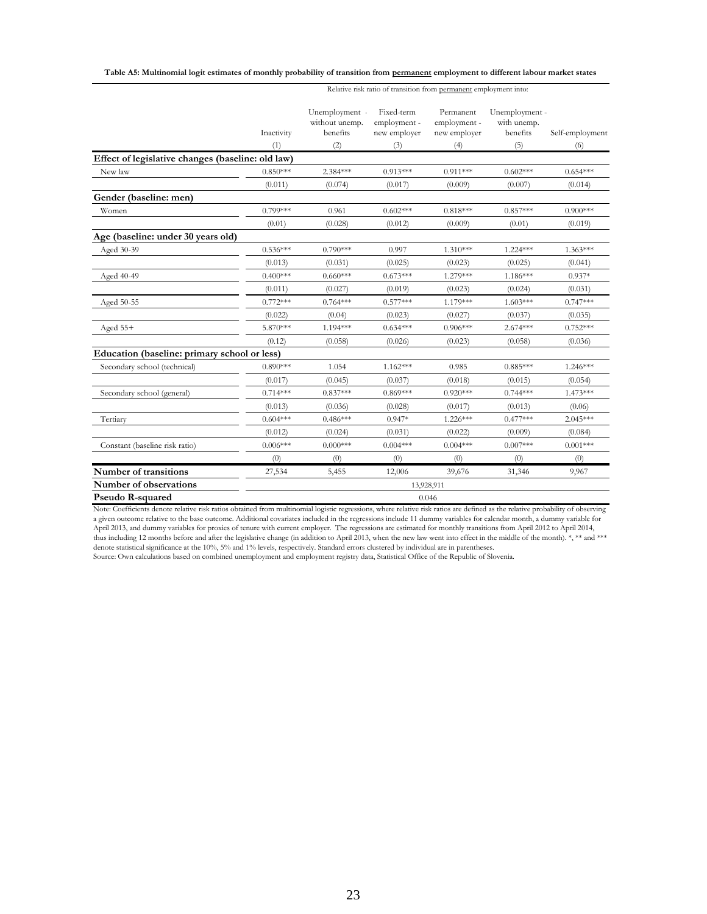**Table A5: Multinomial logit estimates of monthly probability of transition from permanent employment to different labour market states**

| | Relative risk ratio of transition from permanent employment into: | | | | | |
|---|---|---|---|---|---|---|
| | Inactivity | Unemployment - without unemp. benefits | Fixed-term employment - new employer | Permanent employment - new employer | Unemployment - with unemp. benefits | Self-employment |
| | (1) | (2) | (3) | (4) | (5) | (6) |
| **Effect of legislative changes (baseline: old law)** | | | | | | |
| New law | 0.850*** | 2.384*** | 0.913*** | 0.911*** | 0.602*** | 0.654*** |
| | (0.011) | (0.074) | (0.017) | (0.009) | (0.007) | (0.014) |
| **Gender (baseline: men)** | | | | | | |
| Women | 0.799*** | 0.961 | 0.602*** | 0.818*** | 0.857*** | 0.900*** |
| | (0.01) | (0.028) | (0.012) | (0.009) | (0.01) | (0.019) |
| **Age (baseline: under 30 years old)** | | | | | | |
| Aged 30-39 | 0.536*** | 0.790*** | 0.997 | 1.310*** | 1.224*** | 1.363*** |
| | (0.013) | (0.031) | (0.025) | (0.023) | (0.025) | (0.041) |
| Aged 40-49 | 0.400*** | 0.660*** | 0.673*** | 1.279*** | 1.186*** | 0.937* |
| | (0.011) | (0.027) | (0.019) | (0.023) | (0.024) | (0.031) |
| Aged 50-55 | 0.772*** | 0.764*** | 0.577*** | 1.179*** | 1.603*** | 0.747*** |
| | (0.022) | (0.04) | (0.023) | (0.027) | (0.037) | (0.035) |
| Aged 55+ | 5.870*** | 1.194*** | 0.634*** | 0.906*** | 2.674*** | 0.752*** |
| | (0.12) | (0.058) | (0.026) | (0.023) | (0.058) | (0.036) |
| **Education (baseline: primary school or less)** | | | | | | |
| Secondary school (technical) | 0.890*** | 1.054 | 1.162*** | 0.985 | 0.885*** | 1.246*** |
| | (0.017) | (0.045) | (0.037) | (0.018) | (0.015) | (0.054) |
| Secondary school (general) | 0.714*** | 0.837*** | 0.869*** | 0.920*** | 0.744*** | 1.473*** |
| | (0.013) | (0.036) | (0.028) | (0.017) | (0.013) | (0.06) |
| Tertiary | 0.604*** | 0.486*** | 0.947* | 1.226*** | 0.477*** | 2.045*** |
| | (0.012) | (0.024) | (0.031) | (0.022) | (0.009) | (0.084) |
| Constant (baseline risk ratio) | 0.006*** | 0.000*** | 0.004*** | 0.004*** | 0.007*** | 0.001*** |
| | (0) | (0) | (0) | (0) | (0) | (0) |
| **Number of transitions** | 27,534 | 5,455 | 12,006 | 39,676 | 31,346 | 9,967 |
| **Number of observations** | 13,928,911 | | | | | |
| **Pseudo R-squared** | 0.046 | | | | | |

Note: Coefficients denote relative risk ratios obtained from multinomial logistic regressions, where relative risk ratios are defined as the relative probability of observing a given outcome relative to the base outcome. Additional covariates included in the regressions include 11 dummy variables for calendar month, a dummy variable for April 2013, and dummy variables for proxies of tenure with current employer. The regressions are estimated for monthly transitions from April 2012 to April 2014, thus including 12 months before and after the legislative change (in addition to April 2013, when the new law went into effect in the middle of the month). *, ** and *** denote statistical significance at the 10%, 5% and 1% levels, respectively. Standard errors clustered by individual are in parentheses.

Source: Own calculations based on combined unemployment and employment registry data, Statistical Office of the Republic of Slovenia.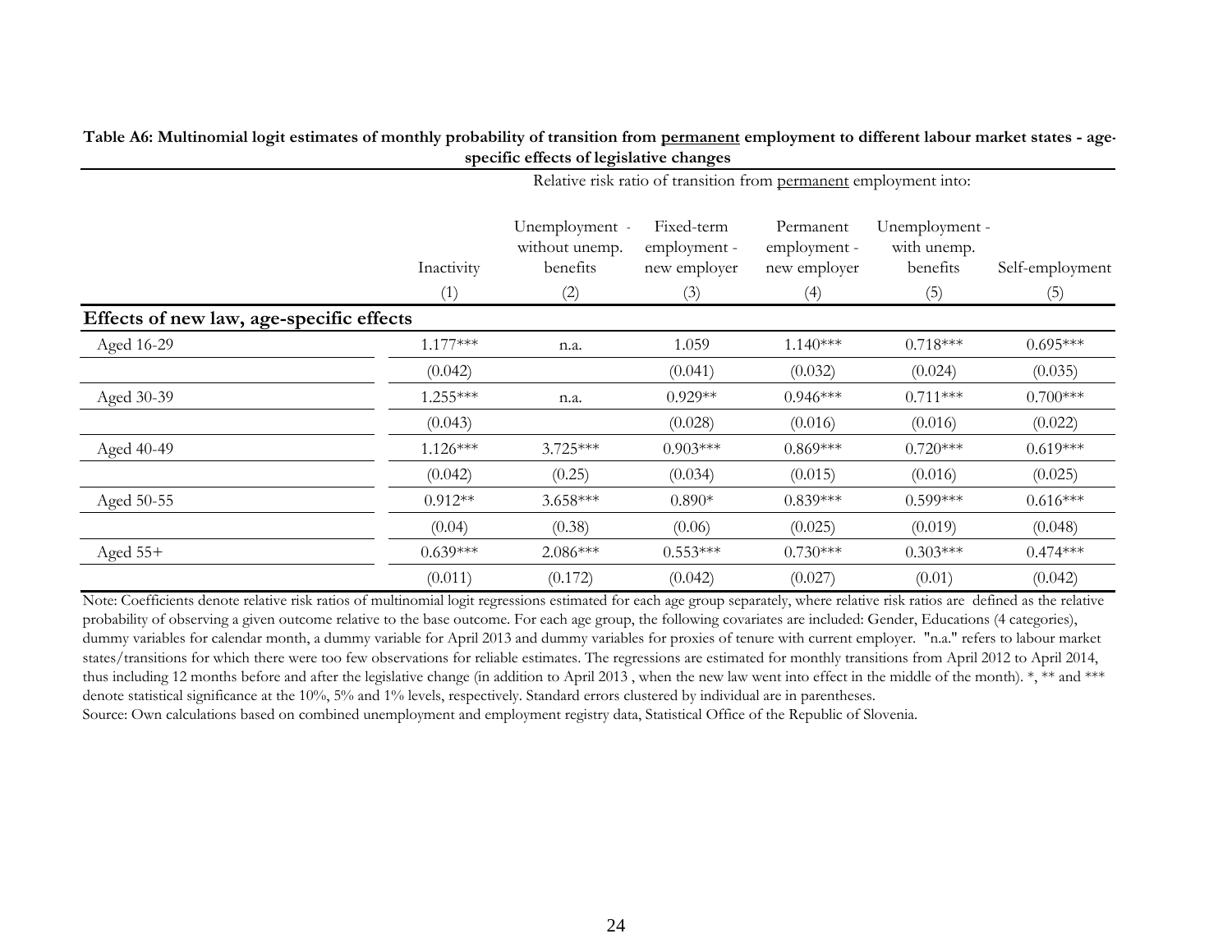**Table A6: Multinomial logit estimates of monthly probability of transition from <u>permanent</u> employment to different labour market states - age-specific effects of legislative changes**

| | Relative risk ratio of transition from permanent employment into: | | | | | |
|---|---|---|---|---|---|---|
| | Inactivity | Unemployment - without unemp. benefits | Fixed-term employment - new employer | Permanent employment - new employer | Unemployment - with unemp. benefits | Self-employment |
| | (1) | (2) | (3) | (4) | (5) | (5) |
| **Effects of new law, age-specific effects** | | | | | | |
| Aged 16-29 | 1.177*** | n.a. | 1.059 | 1.140*** | 0.718*** | 0.695*** |
| | (0.042) | | (0.041) | (0.032) | (0.024) | (0.035) |
| Aged 30-39 | 1.255*** | n.a. | 0.929** | 0.946*** | 0.711*** | 0.700*** |
| | (0.043) | | (0.028) | (0.016) | (0.016) | (0.022) |
| Aged 40-49 | 1.126*** | 3.725*** | 0.903*** | 0.869*** | 0.720*** | 0.619*** |
| | (0.042) | (0.25) | (0.034) | (0.015) | (0.016) | (0.025) |
| Aged 50-55 | 0.912** | 3.658*** | 0.890* | 0.839*** | 0.599*** | 0.616*** |
| | (0.04) | (0.38) | (0.06) | (0.025) | (0.019) | (0.048) |
| Aged 55+ | 0.639*** | 2.086*** | 0.553*** | 0.730*** | 0.303*** | 0.474*** |
| | (0.011) | (0.172) | (0.042) | (0.027) | (0.01) | (0.042) |

Note: Coefficients denote relative risk ratios of multinomial logit regressions estimated for each age group separately, where relative risk ratios are defined as the relative probability of observing a given outcome relative to the base outcome. For each age group, the following covariates are included: Gender, Educations (4 categories), dummy variables for calendar month, a dummy variable for April 2013 and dummy variables for proxies of tenure with current employer. "n.a." refers to labour market states/transitions for which there were too few observations for reliable estimates. The regressions are estimated for monthly transitions from April 2012 to April 2014, thus including 12 months before and after the legislative change (in addition to April 2013 , when the new law went into effect in the middle of the month). *, ** and *** denote statistical significance at the 10%, 5% and 1% levels, respectively. Standard errors clustered by individual are in parentheses.

Source: Own calculations based on combined unemployment and employment registry data, Statistical Office of the Republic of Slovenia.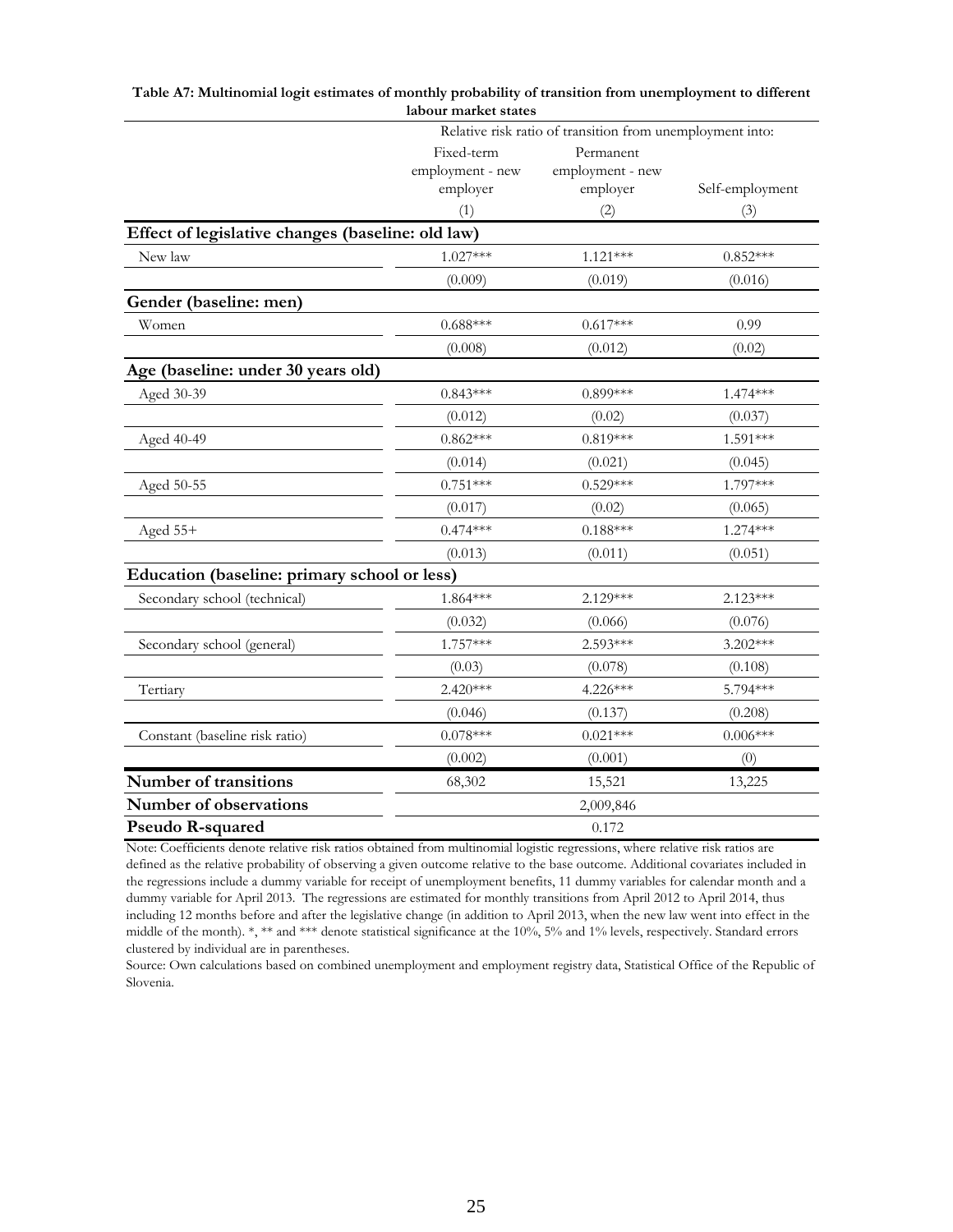**Table A7: Multinomial logit estimates of monthly probability of transition from unemployment to different labour market states**

| | Relative risk ratio of transition from unemployment into: | | |
|---|---|---|---|
| | Fixed-term employment - new employer | Permanent employment - new employer | Self-employment |
| | (1) | (2) | (3) |
| **Effect of legislative changes (baseline: old law)** | | | |
| New law | 1.027*** | 1.121*** | 0.852*** |
| | (0.009) | (0.019) | (0.016) |
| **Gender (baseline: men)** | | | |
| Women | 0.688*** | 0.617*** | 0.99 |
| | (0.008) | (0.012) | (0.02) |
| **Age (baseline: under 30 years old)** | | | |
| Aged 30-39 | 0.843*** | 0.899*** | 1.474*** |
| | (0.012) | (0.02) | (0.037) |
| Aged 40-49 | 0.862*** | 0.819*** | 1.591*** |
| | (0.014) | (0.021) | (0.045) |
| Aged 50-55 | 0.751*** | 0.529*** | 1.797*** |
| | (0.017) | (0.02) | (0.065) |
| Aged 55+ | 0.474*** | 0.188*** | 1.274*** |
| | (0.013) | (0.011) | (0.051) |
| **Education (baseline: primary school or less)** | | | |
| Secondary school (technical) | 1.864*** | 2.129*** | 2.123*** |
| | (0.032) | (0.066) | (0.076) |
| Secondary school (general) | 1.757*** | 2.593*** | 3.202*** |
| | (0.03) | (0.078) | (0.108) |
| Tertiary | 2.420*** | 4.226*** | 5.794*** |
| | (0.046) | (0.137) | (0.208) |
| Constant (baseline risk ratio) | 0.078*** | 0.021*** | 0.006*** |
| | (0.002) | (0.001) | (0) |
| **Number of transitions** | 68,302 | 15,521 | 13,225 |
| **Number of observations** | | 2,009,846 | |
| **Pseudo R-squared** | | 0.172 | |

Note: Coefficients denote relative risk ratios obtained from multinomial logistic regressions, where relative risk ratios are defined as the relative probability of observing a given outcome relative to the base outcome. Additional covariates included in the regressions include a dummy variable for receipt of unemployment benefits, 11 dummy variables for calendar month and a dummy variable for April 2013. The regressions are estimated for monthly transitions from April 2012 to April 2014, thus including 12 months before and after the legislative change (in addition to April 2013, when the new law went into effect in the middle of the month). *, ** and *** denote statistical significance at the 10%, 5% and 1% levels, respectively. Standard errors clustered by individual are in parentheses.

Source: Own calculations based on combined unemployment and employment registry data, Statistical Office of the Republic of Slovenia.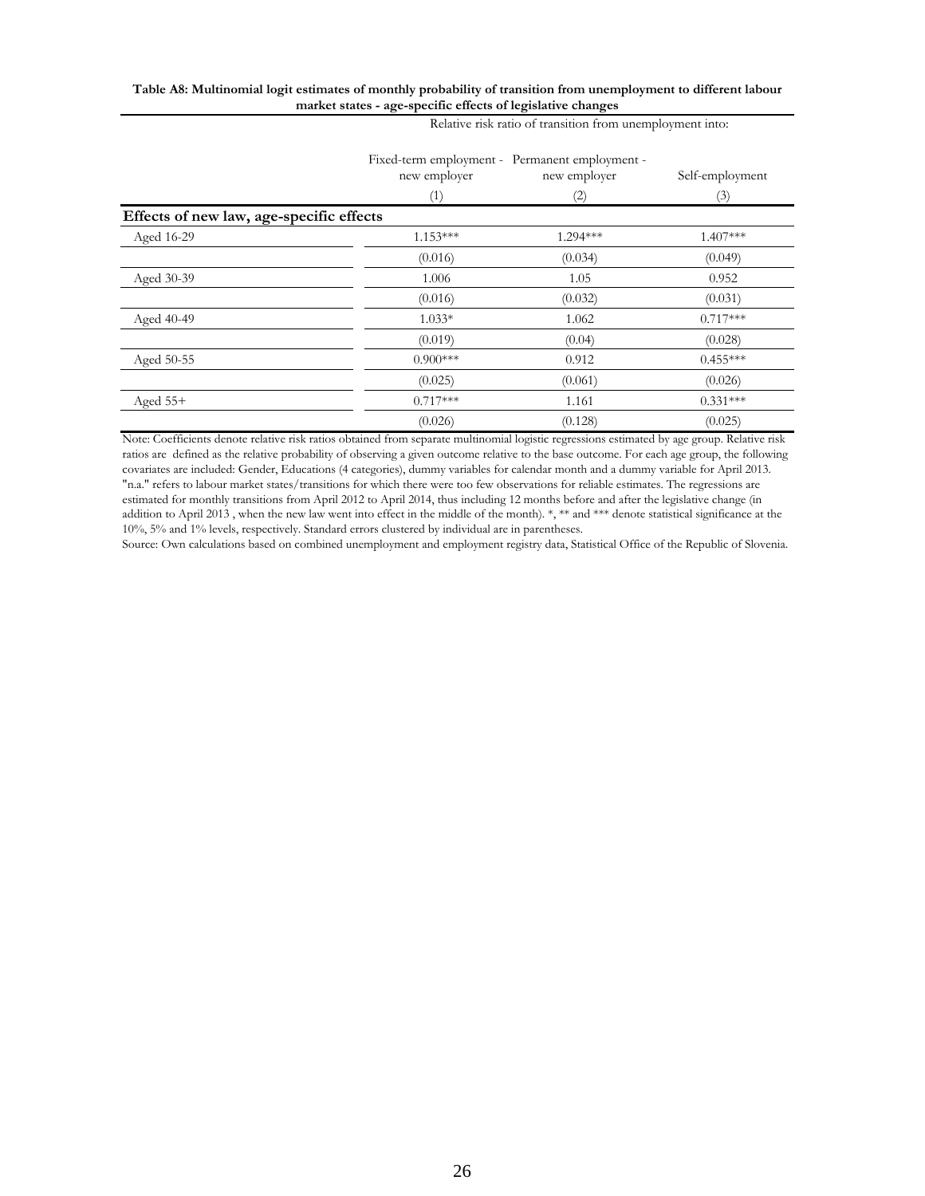**Table A8: Multinomial logit estimates of monthly probability of transition from unemployment to different labour market states - age-specific effects of legislative changes**

| | Relative risk ratio of transition from unemployment into: | | |
|---|---|---|---|
| | Fixed-term employment - new employer | Permanent employment - new employer | Self-employment |
| | (1) | (2) | (3) |
| **Effects of new law, age-specific effects** | | | |
| Aged 16-29 | 1.153*** | 1.294*** | 1.407*** |
| | (0.016) | (0.034) | (0.049) |
| Aged 30-39 | 1.006 | 1.05 | 0.952 |
| | (0.016) | (0.032) | (0.031) |
| Aged 40-49 | 1.033* | 1.062 | 0.717*** |
| | (0.019) | (0.04) | (0.028) |
| Aged 50-55 | 0.900*** | 0.912 | 0.455*** |
| | (0.025) | (0.061) | (0.026) |
| Aged 55+ | 0.717*** | 1.161 | 0.331*** |
| | (0.026) | (0.128) | (0.025) |

Note: Coefficients denote relative risk ratios obtained from separate multinomial logistic regressions estimated by age group. Relative risk ratios are defined as the relative probability of observing a given outcome relative to the base outcome. For each age group, the following covariates are included: Gender, Educations (4 categories), dummy variables for calendar month and a dummy variable for April 2013. "n.a." refers to labour market states/transitions for which there were too few observations for reliable estimates. The regressions are estimated for monthly transitions from April 2012 to April 2014, thus including 12 months before and after the legislative change (in addition to April 2013 , when the new law went into effect in the middle of the month). *, ** and *** denote statistical significance at the 10%, 5% and 1% levels, respectively. Standard errors clustered by individual are in parentheses.

Source: Own calculations based on combined unemployment and employment registry data, Statistical Office of the Republic of Slovenia.